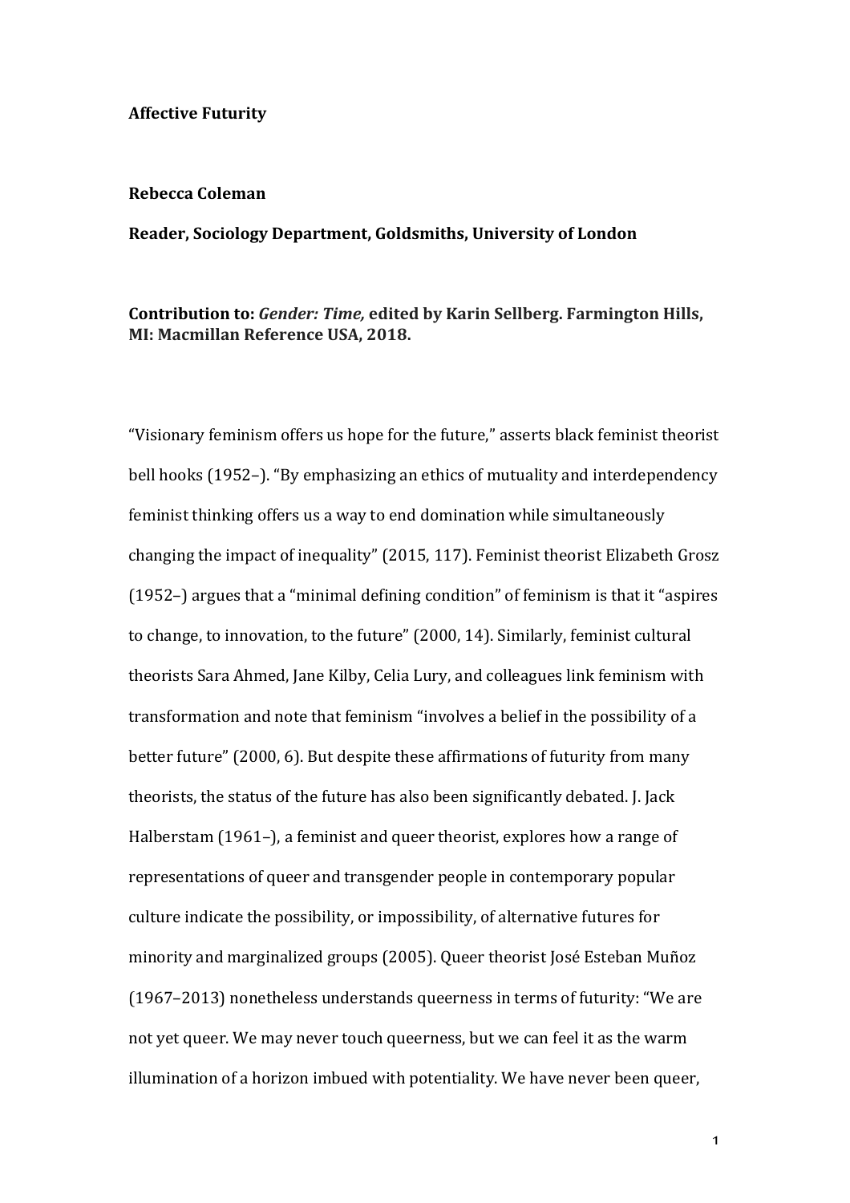**Affective Futurity**

**Rebecca Coleman**

**Reader, Sociology Department, Goldsmiths, University of London**

**Contribution to: *Gender: Time,* edited by Karin Sellberg. Farmington Hills, MI: Macmillan Reference USA, 2018.**

"Visionary feminism offers us hope for the future," asserts black feminist theorist bell hooks (1952–). "By emphasizing an ethics of mutuality and interdependency feminist thinking offers us a way to end domination while simultaneously changing the impact of inequality" (2015, 117). Feminist theorist Elizabeth Grosz (1952–) argues that a "minimal defining condition" of feminism is that it "aspires to change, to innovation, to the future" (2000, 14). Similarly, feminist cultural theorists Sara Ahmed, Jane Kilby, Celia Lury, and colleagues link feminism with transformation and note that feminism "involves a belief in the possibility of a better future" (2000, 6). But despite these affirmations of futurity from many theorists, the status of the future has also been significantly debated. J. Jack Halberstam (1961–), a feminist and queer theorist, explores how a range of representations of queer and transgender people in contemporary popular culture indicate the possibility, or impossibility, of alternative futures for minority and marginalized groups (2005). Queer theorist José Esteban Muñoz (1967–2013) nonetheless understands queerness in terms of futurity: "We are not yet queer. We may never touch queerness, but we can feel it as the warm illumination of a horizon imbued with potentiality. We have never been queer,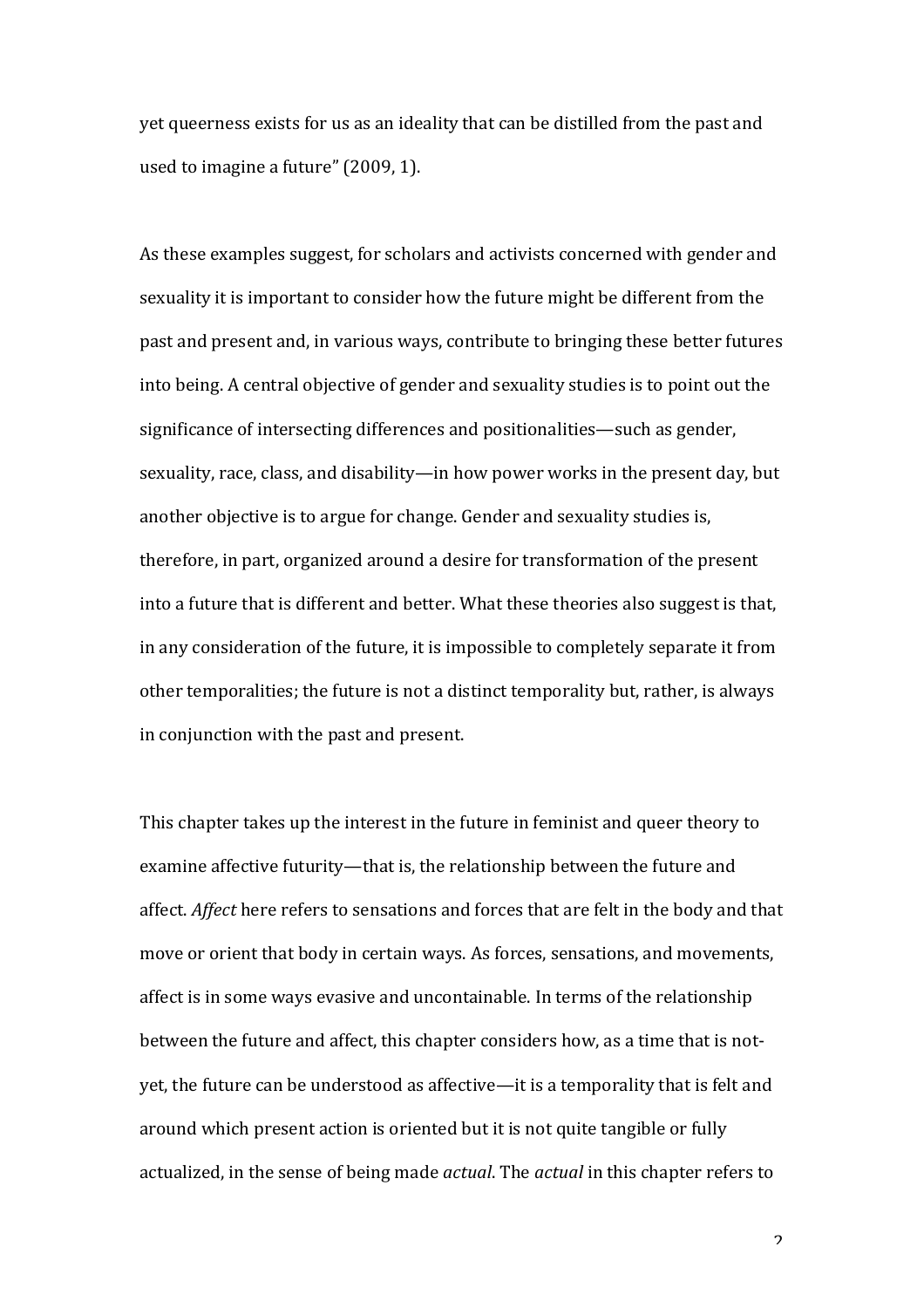yet queerness exists for us as an ideality that can be distilled from the past and used to imagine a future" (2009, 1).

As these examples suggest, for scholars and activists concerned with gender and sexuality it is important to consider how the future might be different from the past and present and, in various ways, contribute to bringing these better futures into being. A central objective of gender and sexuality studies is to point out the significance of intersecting differences and positionalities—such as gender, sexuality, race, class, and disability—in how power works in the present day, but another objective is to argue for change. Gender and sexuality studies is, therefore, in part, organized around a desire for transformation of the present into a future that is different and better. What these theories also suggest is that, in any consideration of the future, it is impossible to completely separate it from other temporalities; the future is not a distinct temporality but, rather, is always in conjunction with the past and present.

This chapter takes up the interest in the future in feminist and queer theory to examine affective futurity—that is, the relationship between the future and affect. *Affect* here refers to sensations and forces that are felt in the body and that move or orient that body in certain ways. As forces, sensations, and movements, affect is in some ways evasive and uncontainable. In terms of the relationship between the future and affect, this chapter considers how, as a time that is not-yet, the future can be understood as affective—it is a temporality that is felt and around which present action is oriented but it is not quite tangible or fully actualized, in the sense of being made *actual*. The *actual* in this chapter refers to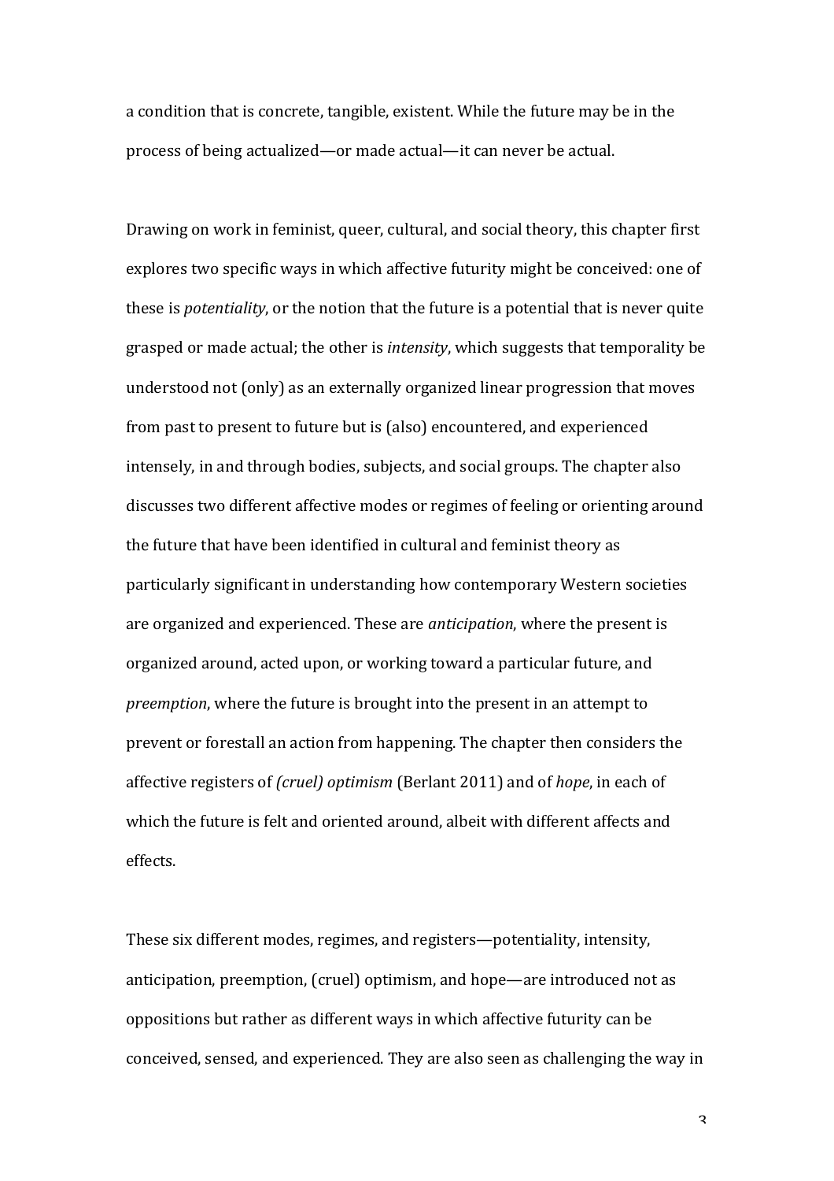a condition that is concrete, tangible, existent. While the future may be in the process of being actualized—or made actual—it can never be actual.

Drawing on work in feminist, queer, cultural, and social theory, this chapter first explores two specific ways in which affective futurity might be conceived: one of these is *potentiality*, or the notion that the future is a potential that is never quite grasped or made actual; the other is *intensity*, which suggests that temporality be understood not (only) as an externally organized linear progression that moves from past to present to future but is (also) encountered, and experienced intensely, in and through bodies, subjects, and social groups. The chapter also discusses two different affective modes or regimes of feeling or orienting around the future that have been identified in cultural and feminist theory as particularly significant in understanding how contemporary Western societies are organized and experienced. These are *anticipation*, where the present is organized around, acted upon, or working toward a particular future, and *preemption*, where the future is brought into the present in an attempt to prevent or forestall an action from happening. The chapter then considers the affective registers of *(cruel) optimism* (Berlant 2011) and of *hope*, in each of which the future is felt and oriented around, albeit with different affects and effects.

These six different modes, regimes, and registers—potentiality, intensity, anticipation, preemption, (cruel) optimism, and hope—are introduced not as oppositions but rather as different ways in which affective futurity can be conceived, sensed, and experienced. They are also seen as challenging the way in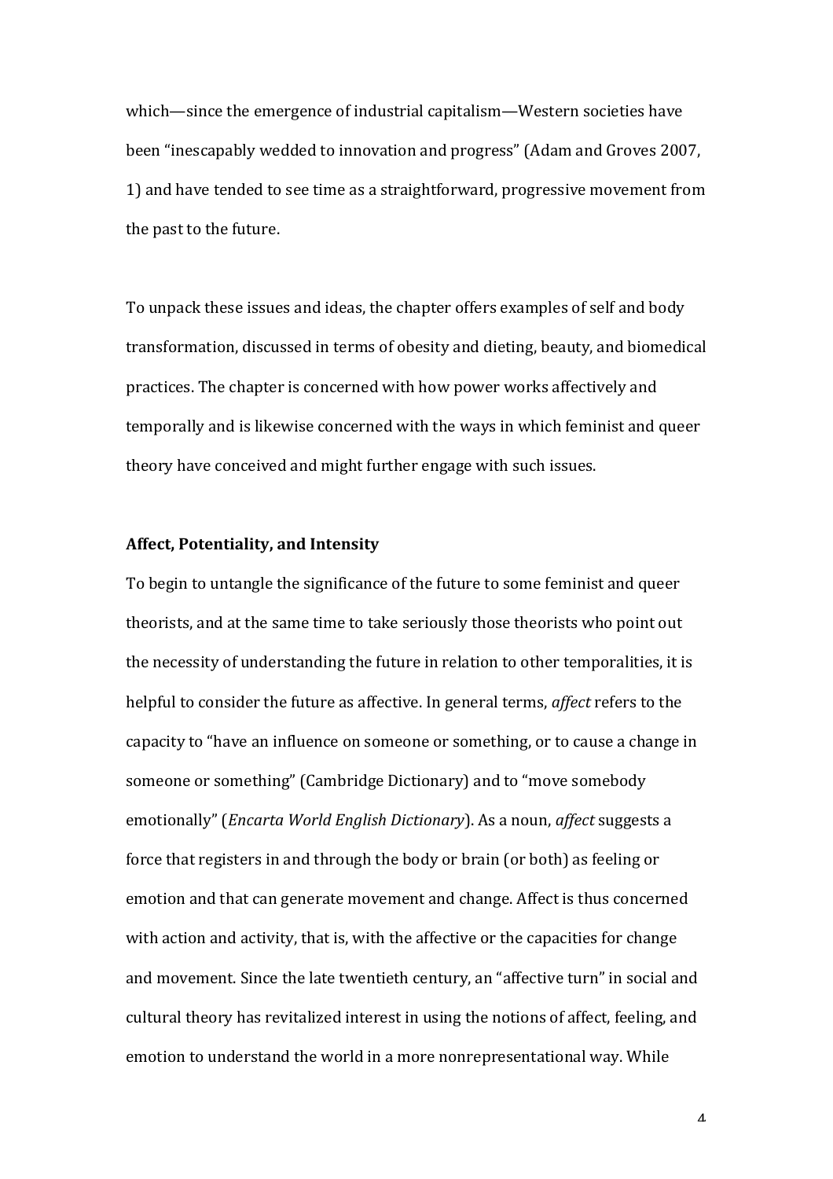which—since the emergence of industrial capitalism—Western societies have been "inescapably wedded to innovation and progress" (Adam and Groves 2007, 1) and have tended to see time as a straightforward, progressive movement from the past to the future.

To unpack these issues and ideas, the chapter offers examples of self and body transformation, discussed in terms of obesity and dieting, beauty, and biomedical practices. The chapter is concerned with how power works affectively and temporally and is likewise concerned with the ways in which feminist and queer theory have conceived and might further engage with such issues.

**Affect, Potentiality, and Intensity**

To begin to untangle the significance of the future to some feminist and queer theorists, and at the same time to take seriously those theorists who point out the necessity of understanding the future in relation to other temporalities, it is helpful to consider the future as affective. In general terms, *affect* refers to the capacity to "have an influence on someone or something, or to cause a change in someone or something" (Cambridge Dictionary) and to "move somebody emotionally" (*Encarta World English Dictionary*). As a noun, *affect* suggests a force that registers in and through the body or brain (or both) as feeling or emotion and that can generate movement and change. Affect is thus concerned with action and activity, that is, with the affective or the capacities for change and movement. Since the late twentieth century, an "affective turn" in social and cultural theory has revitalized interest in using the notions of affect, feeling, and emotion to understand the world in a more nonrepresentational way. While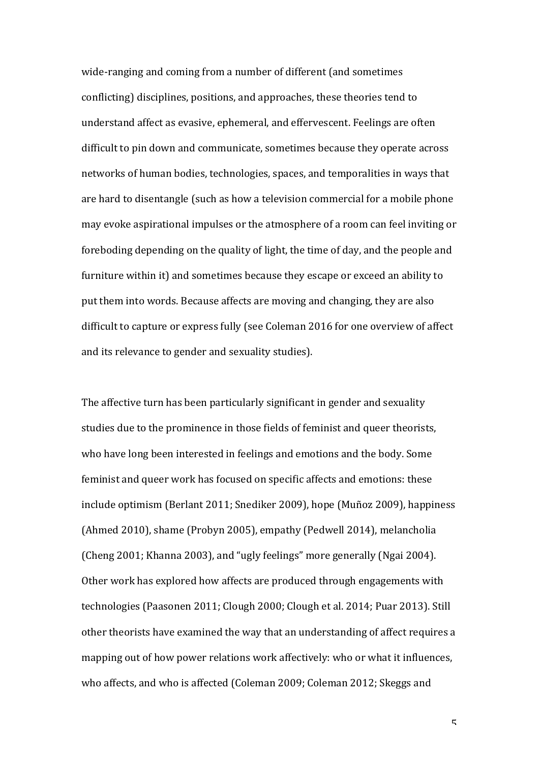wide-ranging and coming from a number of different (and sometimes conflicting) disciplines, positions, and approaches, these theories tend to understand affect as evasive, ephemeral, and effervescent. Feelings are often difficult to pin down and communicate, sometimes because they operate across networks of human bodies, technologies, spaces, and temporalities in ways that are hard to disentangle (such as how a television commercial for a mobile phone may evoke aspirational impulses or the atmosphere of a room can feel inviting or foreboding depending on the quality of light, the time of day, and the people and furniture within it) and sometimes because they escape or exceed an ability to put them into words. Because affects are moving and changing, they are also difficult to capture or express fully (see Coleman 2016 for one overview of affect and its relevance to gender and sexuality studies).

The affective turn has been particularly significant in gender and sexuality studies due to the prominence in those fields of feminist and queer theorists, who have long been interested in feelings and emotions and the body. Some feminist and queer work has focused on specific affects and emotions: these include optimism (Berlant 2011; Snediker 2009), hope (Muñoz 2009), happiness (Ahmed 2010), shame (Probyn 2005), empathy (Pedwell 2014), melancholia (Cheng 2001; Khanna 2003), and "ugly feelings" more generally (Ngai 2004). Other work has explored how affects are produced through engagements with technologies (Paasonen 2011; Clough 2000; Clough et al. 2014; Puar 2013). Still other theorists have examined the way that an understanding of affect requires a mapping out of how power relations work affectively: who or what it influences, who affects, and who is affected (Coleman 2009; Coleman 2012; Skeggs and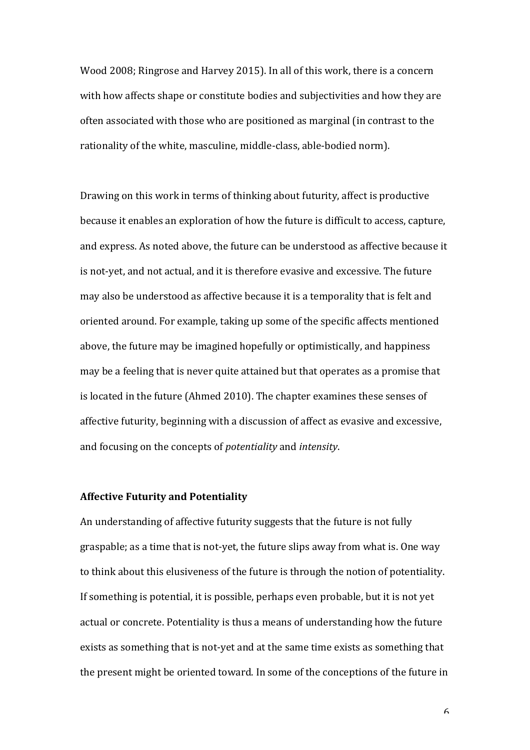Wood 2008; Ringrose and Harvey 2015). In all of this work, there is a concern with how affects shape or constitute bodies and subjectivities and how they are often associated with those who are positioned as marginal (in contrast to the rationality of the white, masculine, middle-class, able-bodied norm).

Drawing on this work in terms of thinking about futurity, affect is productive because it enables an exploration of how the future is difficult to access, capture, and express. As noted above, the future can be understood as affective because it is not-yet, and not actual, and it is therefore evasive and excessive. The future may also be understood as affective because it is a temporality that is felt and oriented around. For example, taking up some of the specific affects mentioned above, the future may be imagined hopefully or optimistically, and happiness may be a feeling that is never quite attained but that operates as a promise that is located in the future (Ahmed 2010). The chapter examines these senses of affective futurity, beginning with a discussion of affect as evasive and excessive, and focusing on the concepts of *potentiality* and *intensity*.

**Affective Futurity and Potentiality**

An understanding of affective futurity suggests that the future is not fully graspable; as a time that is not-yet, the future slips away from what is. One way to think about this elusiveness of the future is through the notion of potentiality. If something is potential, it is possible, perhaps even probable, but it is not yet actual or concrete. Potentiality is thus a means of understanding how the future exists as something that is not-yet and at the same time exists as something that the present might be oriented toward. In some of the conceptions of the future in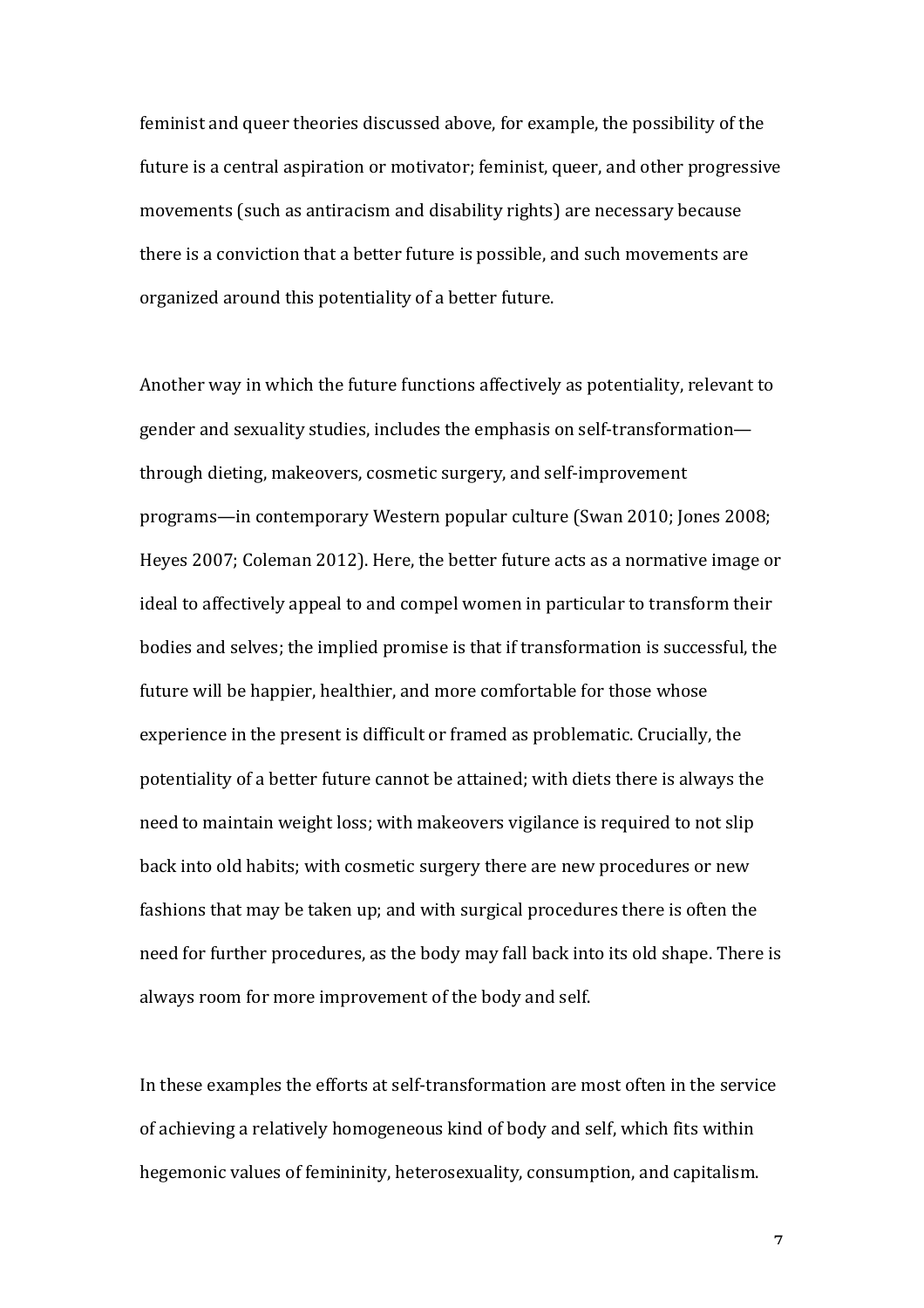feminist and queer theories discussed above, for example, the possibility of the future is a central aspiration or motivator; feminist, queer, and other progressive movements (such as antiracism and disability rights) are necessary because there is a conviction that a better future is possible, and such movements are organized around this potentiality of a better future.

Another way in which the future functions affectively as potentiality, relevant to gender and sexuality studies, includes the emphasis on self-transformation—through dieting, makeovers, cosmetic surgery, and self-improvement programs—in contemporary Western popular culture (Swan 2010; Jones 2008; Heyes 2007; Coleman 2012). Here, the better future acts as a normative image or ideal to affectively appeal to and compel women in particular to transform their bodies and selves; the implied promise is that if transformation is successful, the future will be happier, healthier, and more comfortable for those whose experience in the present is difficult or framed as problematic. Crucially, the potentiality of a better future cannot be attained; with diets there is always the need to maintain weight loss; with makeovers vigilance is required to not slip back into old habits; with cosmetic surgery there are new procedures or new fashions that may be taken up; and with surgical procedures there is often the need for further procedures, as the body may fall back into its old shape. There is always room for more improvement of the body and self.

In these examples the efforts at self-transformation are most often in the service of achieving a relatively homogeneous kind of body and self, which fits within hegemonic values of femininity, heterosexuality, consumption, and capitalism.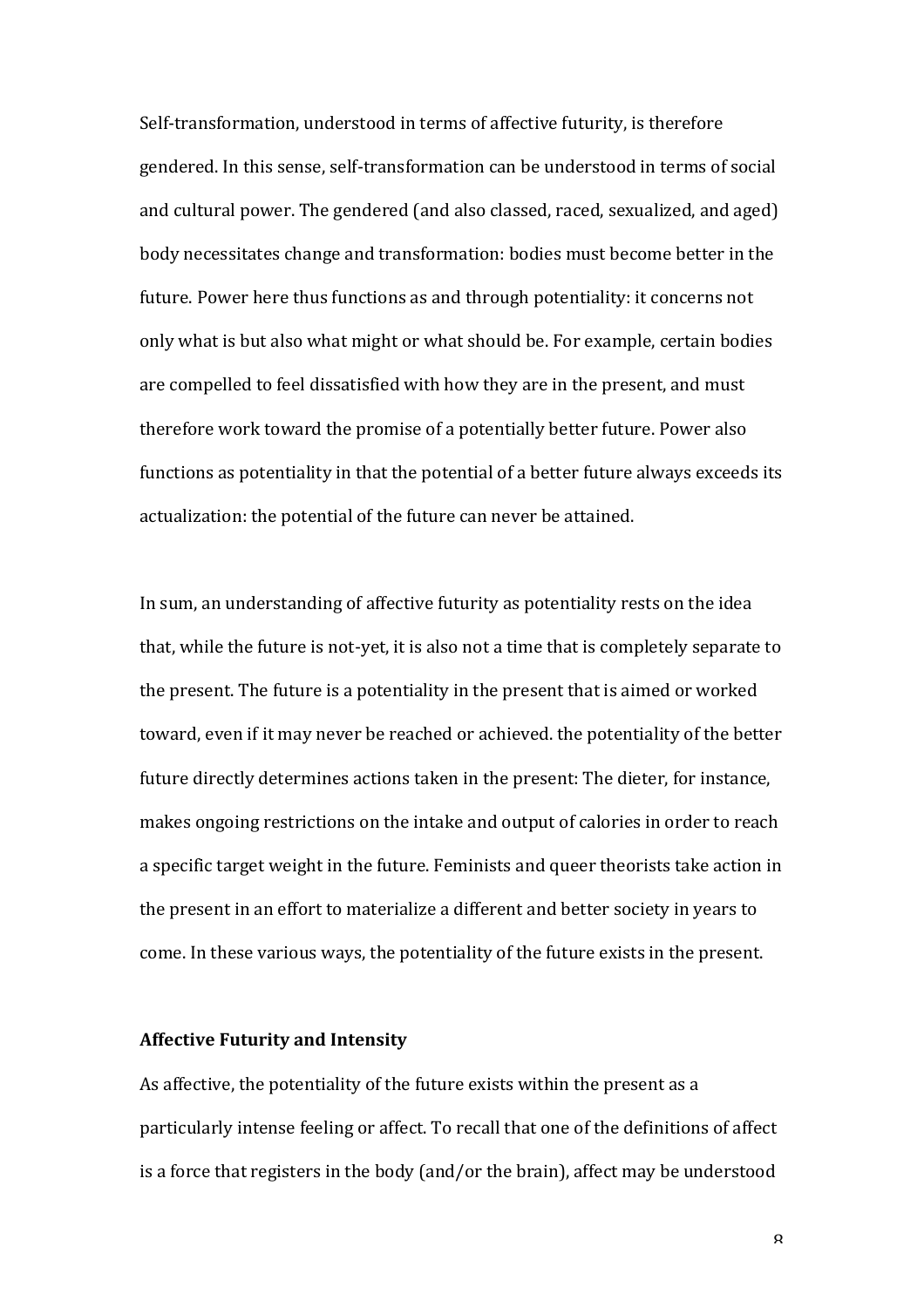Self-transformation, understood in terms of affective futurity, is therefore gendered. In this sense, self-transformation can be understood in terms of social and cultural power. The gendered (and also classed, raced, sexualized, and aged) body necessitates change and transformation: bodies must become better in the future. Power here thus functions as and through potentiality: it concerns not only what is but also what might or what should be. For example, certain bodies are compelled to feel dissatisfied with how they are in the present, and must therefore work toward the promise of a potentially better future. Power also functions as potentiality in that the potential of a better future always exceeds its actualization: the potential of the future can never be attained.

In sum, an understanding of affective futurity as potentiality rests on the idea that, while the future is not-yet, it is also not a time that is completely separate to the present. The future is a potentiality in the present that is aimed or worked toward, even if it may never be reached or achieved. the potentiality of the better future directly determines actions taken in the present: The dieter, for instance, makes ongoing restrictions on the intake and output of calories in order to reach a specific target weight in the future. Feminists and queer theorists take action in the present in an effort to materialize a different and better society in years to come. In these various ways, the potentiality of the future exists in the present.

**Affective Futurity and Intensity**

As affective, the potentiality of the future exists within the present as a particularly intense feeling or affect. To recall that one of the definitions of affect is a force that registers in the body (and/or the brain), affect may be understood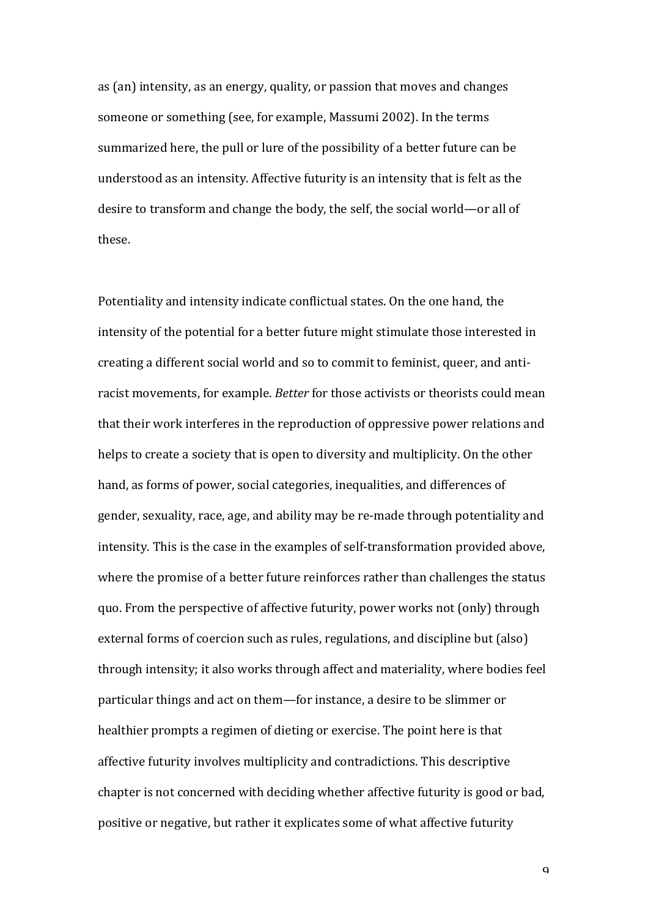as (an) intensity, as an energy, quality, or passion that moves and changes someone or something (see, for example, Massumi 2002). In the terms summarized here, the pull or lure of the possibility of a better future can be understood as an intensity. Affective futurity is an intensity that is felt as the desire to transform and change the body, the self, the social world—or all of these.

Potentiality and intensity indicate conflictual states. On the one hand, the intensity of the potential for a better future might stimulate those interested in creating a different social world and so to commit to feminist, queer, and anti-racist movements, for example. *Better* for those activists or theorists could mean that their work interferes in the reproduction of oppressive power relations and helps to create a society that is open to diversity and multiplicity. On the other hand, as forms of power, social categories, inequalities, and differences of gender, sexuality, race, age, and ability may be re-made through potentiality and intensity. This is the case in the examples of self-transformation provided above, where the promise of a better future reinforces rather than challenges the status quo. From the perspective of affective futurity, power works not (only) through external forms of coercion such as rules, regulations, and discipline but (also) through intensity; it also works through affect and materiality, where bodies feel particular things and act on them—for instance, a desire to be slimmer or healthier prompts a regimen of dieting or exercise. The point here is that affective futurity involves multiplicity and contradictions. This descriptive chapter is not concerned with deciding whether affective futurity is good or bad, positive or negative, but rather it explicates some of what affective futurity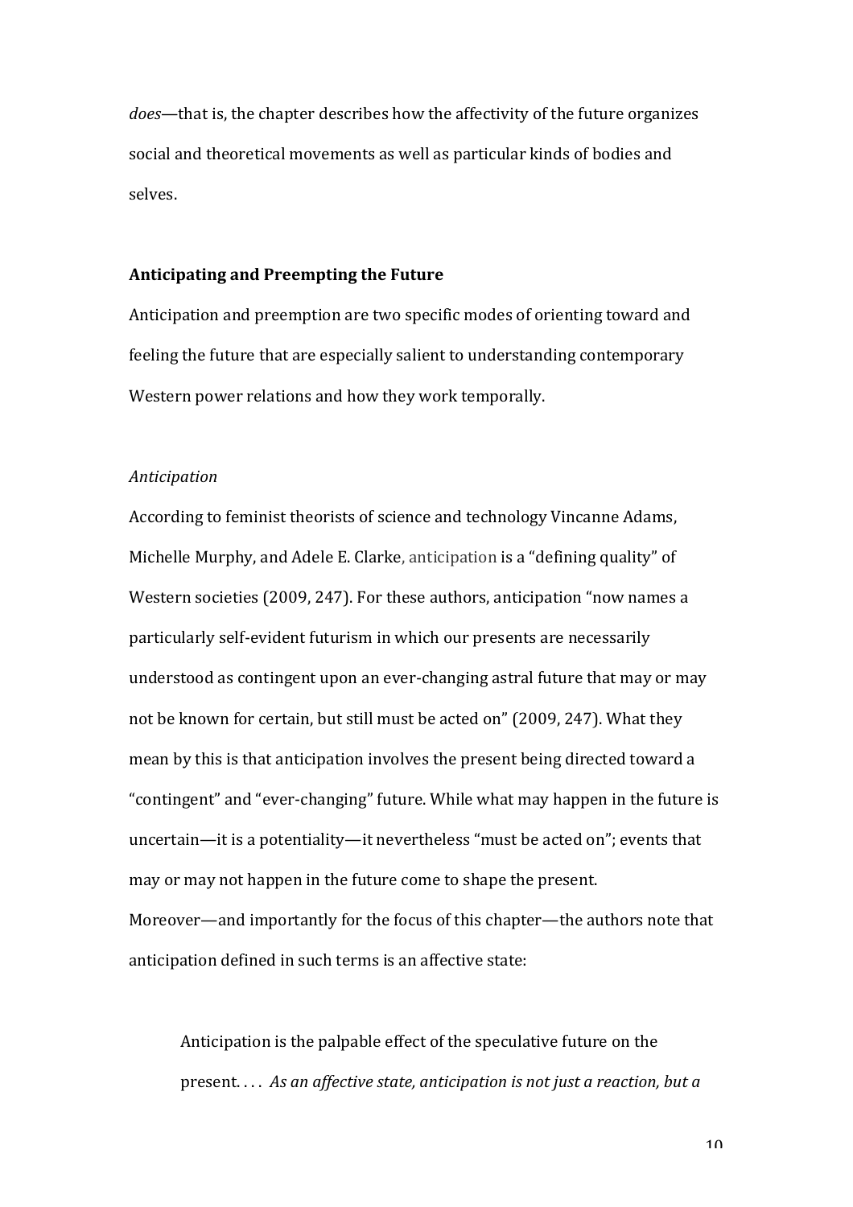*does*—that is, the chapter describes how the affectivity of the future organizes social and theoretical movements as well as particular kinds of bodies and selves.

## Anticipating and Preempting the Future

Anticipation and preemption are two specific modes of orienting toward and feeling the future that are especially salient to understanding contemporary Western power relations and how they work temporally.

### *Anticipation*

According to feminist theorists of science and technology Vincanne Adams, Michelle Murphy, and Adele E. Clarke, anticipation is a "defining quality" of Western societies (2009, 247). For these authors, anticipation "now names a particularly self-evident futurism in which our presents are necessarily understood as contingent upon an ever-changing astral future that may or may not be known for certain, but still must be acted on" (2009, 247). What they mean by this is that anticipation involves the present being directed toward a "contingent" and "ever-changing" future. While what may happen in the future is uncertain—it is a potentiality—it nevertheless "must be acted on"; events that may or may not happen in the future come to shape the present. Moreover—and importantly for the focus of this chapter—the authors note that anticipation defined in such terms is an affective state:

> Anticipation is the palpable effect of the speculative future on the present. . . . *As an affective state, anticipation is not just a reaction, but a*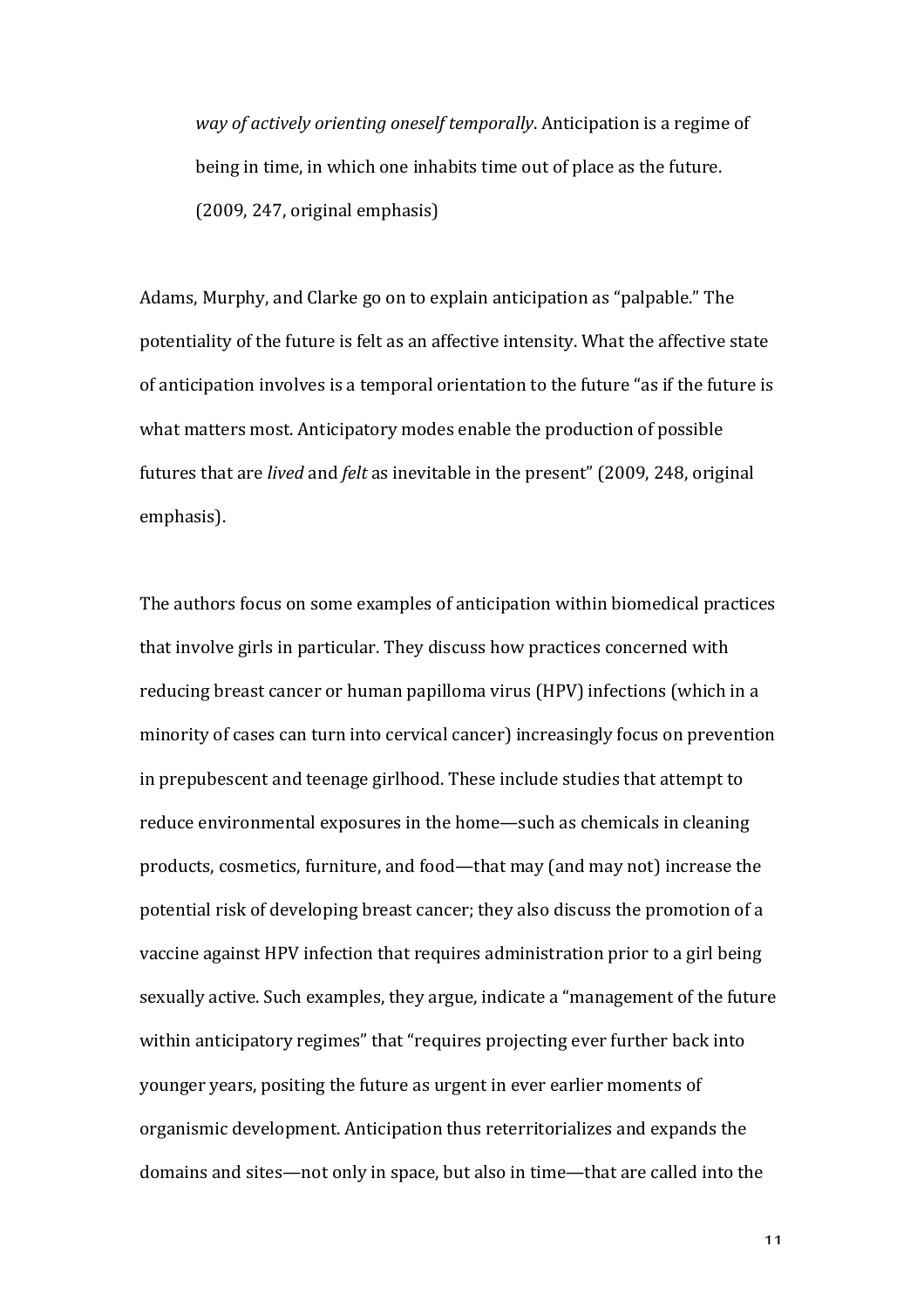> *way of actively orienting oneself temporally*. Anticipation is a regime of being in time, in which one inhabits time out of place as the future. (2009, 247, original emphasis)

Adams, Murphy, and Clarke go on to explain anticipation as "palpable." The potentiality of the future is felt as an affective intensity. What the affective state of anticipation involves is a temporal orientation to the future "as if the future is what matters most. Anticipatory modes enable the production of possible futures that are *lived* and *felt* as inevitable in the present" (2009, 248, original emphasis).

The authors focus on some examples of anticipation within biomedical practices that involve girls in particular. They discuss how practices concerned with reducing breast cancer or human papilloma virus (HPV) infections (which in a minority of cases can turn into cervical cancer) increasingly focus on prevention in prepubescent and teenage girlhood. These include studies that attempt to reduce environmental exposures in the home—such as chemicals in cleaning products, cosmetics, furniture, and food—that may (and may not) increase the potential risk of developing breast cancer; they also discuss the promotion of a vaccine against HPV infection that requires administration prior to a girl being sexually active. Such examples, they argue, indicate a "management of the future within anticipatory regimes" that "requires projecting ever further back into younger years, positing the future as urgent in ever earlier moments of organismic development. Anticipation thus reterritorializes and expands the domains and sites—not only in space, but also in time—that are called into the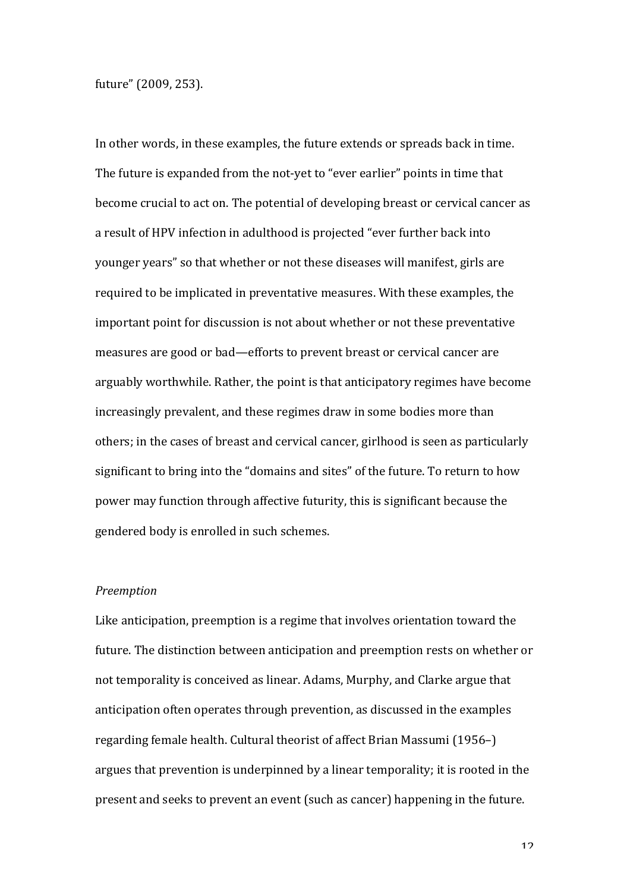future" (2009, 253).

In other words, in these examples, the future extends or spreads back in time. The future is expanded from the not-yet to "ever earlier" points in time that become crucial to act on. The potential of developing breast or cervical cancer as a result of HPV infection in adulthood is projected "ever further back into younger years" so that whether or not these diseases will manifest, girls are required to be implicated in preventative measures. With these examples, the important point for discussion is not about whether or not these preventative measures are good or bad—efforts to prevent breast or cervical cancer are arguably worthwhile. Rather, the point is that anticipatory regimes have become increasingly prevalent, and these regimes draw in some bodies more than others; in the cases of breast and cervical cancer, girlhood is seen as particularly significant to bring into the "domains and sites" of the future. To return to how power may function through affective futurity, this is significant because the gendered body is enrolled in such schemes.

*Preemption*

Like anticipation, preemption is a regime that involves orientation toward the future. The distinction between anticipation and preemption rests on whether or not temporality is conceived as linear. Adams, Murphy, and Clarke argue that anticipation often operates through prevention, as discussed in the examples regarding female health. Cultural theorist of affect Brian Massumi (1956–) argues that prevention is underpinned by a linear temporality; it is rooted in the present and seeks to prevent an event (such as cancer) happening in the future.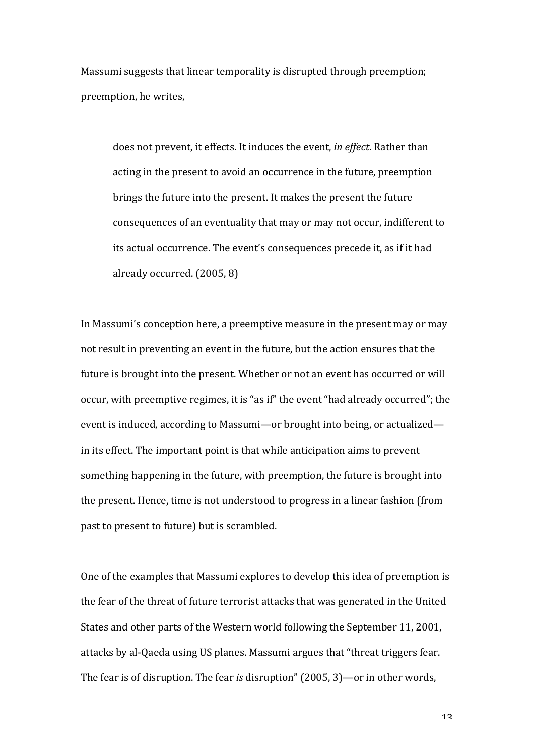Massumi suggests that linear temporality is disrupted through preemption; preemption, he writes,

> does not prevent, it effects. It induces the event, *in effect*. Rather than acting in the present to avoid an occurrence in the future, preemption brings the future into the present. It makes the present the future consequences of an eventuality that may or may not occur, indifferent to its actual occurrence. The event's consequences precede it, as if it had already occurred. (2005, 8)

In Massumi's conception here, a preemptive measure in the present may or may not result in preventing an event in the future, but the action ensures that the future is brought into the present. Whether or not an event has occurred or will occur, with preemptive regimes, it is "as if" the event "had already occurred"; the event is induced, according to Massumi—or brought into being, or actualized—in its effect. The important point is that while anticipation aims to prevent something happening in the future, with preemption, the future is brought into the present. Hence, time is not understood to progress in a linear fashion (from past to present to future) but is scrambled.

One of the examples that Massumi explores to develop this idea of preemption is the fear of the threat of future terrorist attacks that was generated in the United States and other parts of the Western world following the September 11, 2001, attacks by al-Qaeda using US planes. Massumi argues that "threat triggers fear. The fear is of disruption. The fear *is* disruption" (2005, 3)—or in other words,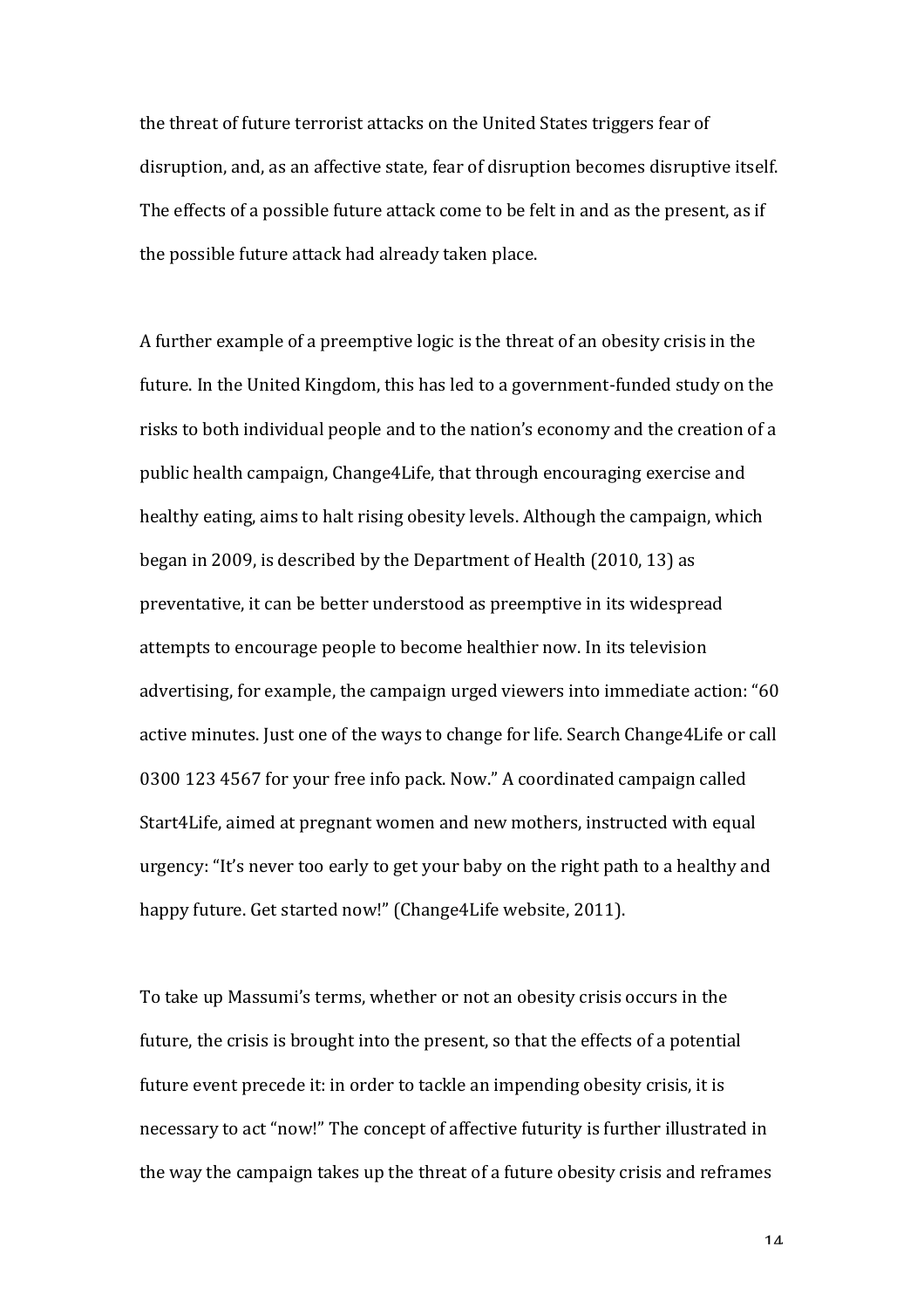the threat of future terrorist attacks on the United States triggers fear of disruption, and, as an affective state, fear of disruption becomes disruptive itself. The effects of a possible future attack come to be felt in and as the present, as if the possible future attack had already taken place.

A further example of a preemptive logic is the threat of an obesity crisis in the future. In the United Kingdom, this has led to a government-funded study on the risks to both individual people and to the nation's economy and the creation of a public health campaign, Change4Life, that through encouraging exercise and healthy eating, aims to halt rising obesity levels. Although the campaign, which began in 2009, is described by the Department of Health (2010, 13) as preventative, it can be better understood as preemptive in its widespread attempts to encourage people to become healthier now. In its television advertising, for example, the campaign urged viewers into immediate action: "60 active minutes. Just one of the ways to change for life. Search Change4Life or call 0300 123 4567 for your free info pack. Now." A coordinated campaign called Start4Life, aimed at pregnant women and new mothers, instructed with equal urgency: "It's never too early to get your baby on the right path to a healthy and happy future. Get started now!" (Change4Life website, 2011).

To take up Massumi's terms, whether or not an obesity crisis occurs in the future, the crisis is brought into the present, so that the effects of a potential future event precede it: in order to tackle an impending obesity crisis, it is necessary to act "now!" The concept of affective futurity is further illustrated in the way the campaign takes up the threat of a future obesity crisis and reframes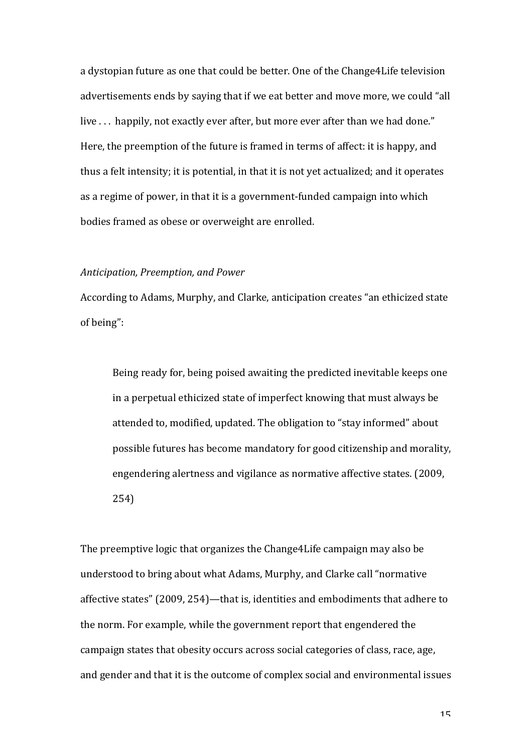a dystopian future as one that could be better. One of the Change4Life television advertisements ends by saying that if we eat better and move more, we could "all live . . . happily, not exactly ever after, but more ever after than we had done." Here, the preemption of the future is framed in terms of affect: it is happy, and thus a felt intensity; it is potential, in that it is not yet actualized; and it operates as a regime of power, in that it is a government-funded campaign into which bodies framed as obese or overweight are enrolled.

*Anticipation, Preemption, and Power*

According to Adams, Murphy, and Clarke, anticipation creates "an ethicized state of being":

> Being ready for, being poised awaiting the predicted inevitable keeps one in a perpetual ethicized state of imperfect knowing that must always be attended to, modified, updated. The obligation to "stay informed" about possible futures has become mandatory for good citizenship and morality, engendering alertness and vigilance as normative affective states. (2009, 254)

The preemptive logic that organizes the Change4Life campaign may also be understood to bring about what Adams, Murphy, and Clarke call "normative affective states" (2009, 254)—that is, identities and embodiments that adhere to the norm. For example, while the government report that engendered the campaign states that obesity occurs across social categories of class, race, age, and gender and that it is the outcome of complex social and environmental issues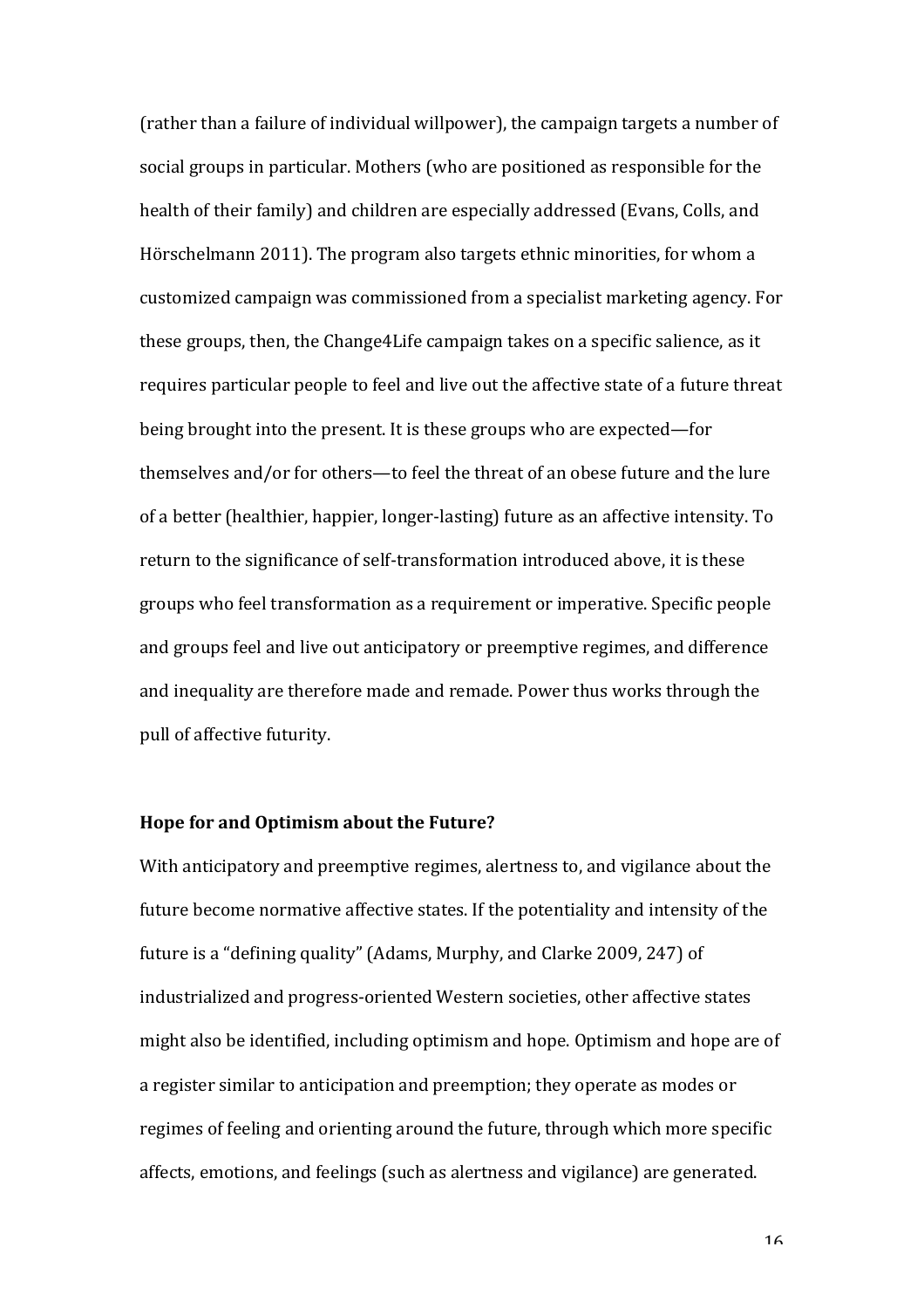(rather than a failure of individual willpower), the campaign targets a number of social groups in particular. Mothers (who are positioned as responsible for the health of their family) and children are especially addressed (Evans, Colls, and Hörschelmann 2011). The program also targets ethnic minorities, for whom a customized campaign was commissioned from a specialist marketing agency. For these groups, then, the Change4Life campaign takes on a specific salience, as it requires particular people to feel and live out the affective state of a future threat being brought into the present. It is these groups who are expected—for themselves and/or for others—to feel the threat of an obese future and the lure of a better (healthier, happier, longer-lasting) future as an affective intensity. To return to the significance of self-transformation introduced above, it is these groups who feel transformation as a requirement or imperative. Specific people and groups feel and live out anticipatory or preemptive regimes, and difference and inequality are therefore made and remade. Power thus works through the pull of affective futurity.

**Hope for and Optimism about the Future?**

With anticipatory and preemptive regimes, alertness to, and vigilance about the future become normative affective states. If the potentiality and intensity of the future is a "defining quality" (Adams, Murphy, and Clarke 2009, 247) of industrialized and progress-oriented Western societies, other affective states might also be identified, including optimism and hope. Optimism and hope are of a register similar to anticipation and preemption; they operate as modes or regimes of feeling and orienting around the future, through which more specific affects, emotions, and feelings (such as alertness and vigilance) are generated.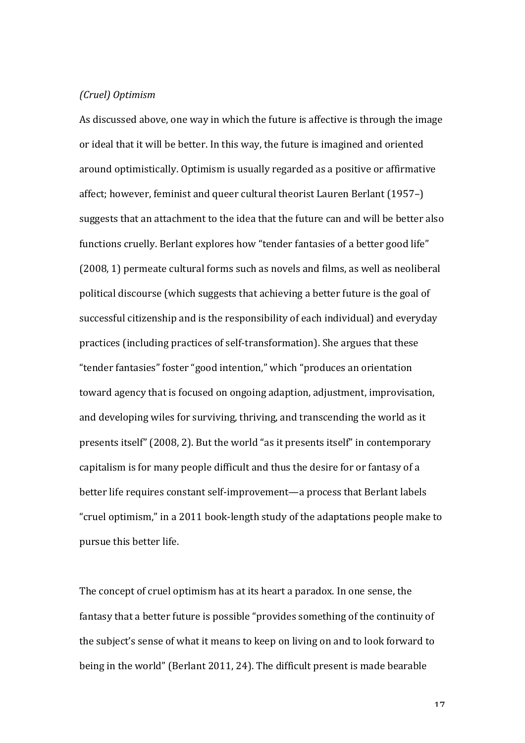*(Cruel) Optimism*

As discussed above, one way in which the future is affective is through the image or ideal that it will be better. In this way, the future is imagined and oriented around optimistically. Optimism is usually regarded as a positive or affirmative affect; however, feminist and queer cultural theorist Lauren Berlant (1957–) suggests that an attachment to the idea that the future can and will be better also functions cruelly. Berlant explores how "tender fantasies of a better good life" (2008, 1) permeate cultural forms such as novels and films, as well as neoliberal political discourse (which suggests that achieving a better future is the goal of successful citizenship and is the responsibility of each individual) and everyday practices (including practices of self-transformation). She argues that these "tender fantasies" foster "good intention," which "produces an orientation toward agency that is focused on ongoing adaption, adjustment, improvisation, and developing wiles for surviving, thriving, and transcending the world as it presents itself" (2008, 2). But the world "as it presents itself" in contemporary capitalism is for many people difficult and thus the desire for or fantasy of a better life requires constant self-improvement—a process that Berlant labels "cruel optimism," in a 2011 book-length study of the adaptations people make to pursue this better life.

The concept of cruel optimism has at its heart a paradox. In one sense, the fantasy that a better future is possible "provides something of the continuity of the subject's sense of what it means to keep on living on and to look forward to being in the world" (Berlant 2011, 24). The difficult present is made bearable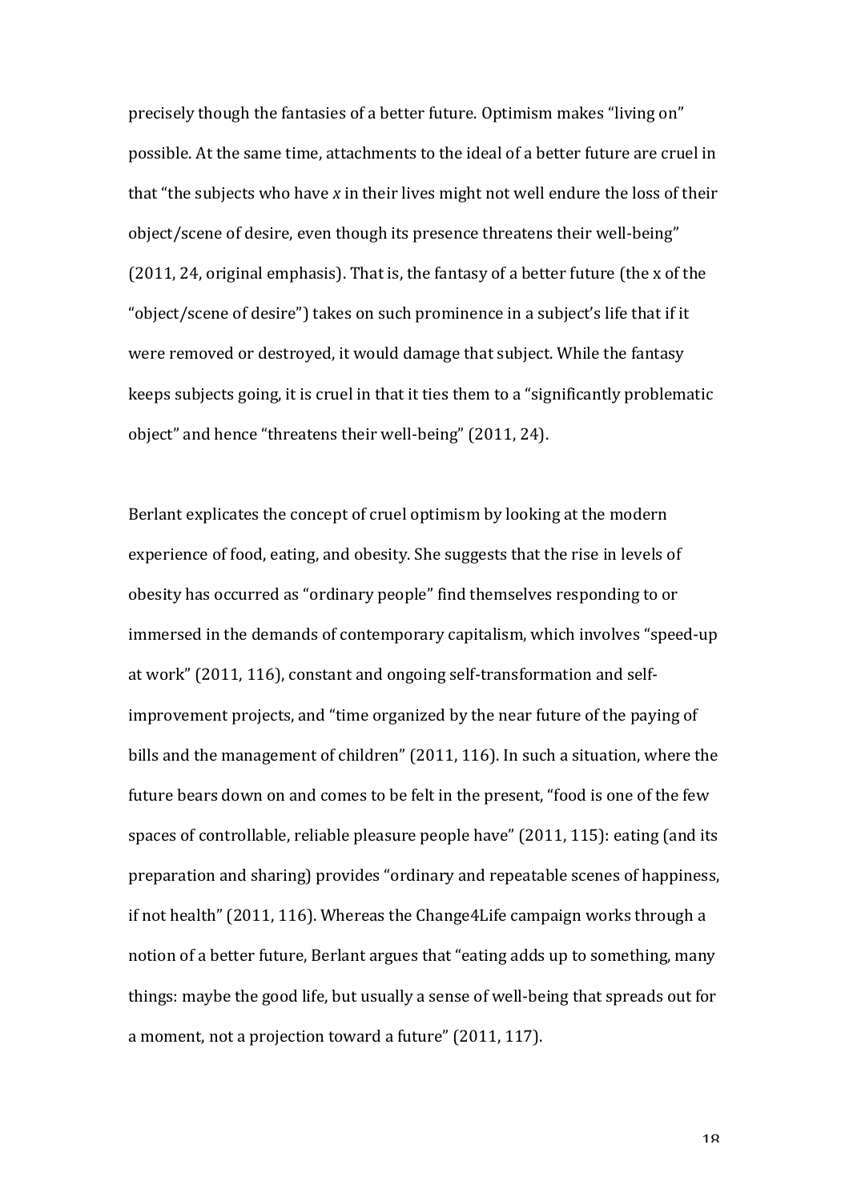precisely though the fantasies of a better future. Optimism makes "living on" possible. At the same time, attachments to the ideal of a better future are cruel in that "the subjects who have *x* in their lives might not well endure the loss of their object/scene of desire, even though its presence threatens their well-being" (2011, 24, original emphasis). That is, the fantasy of a better future (the x of the "object/scene of desire") takes on such prominence in a subject's life that if it were removed or destroyed, it would damage that subject. While the fantasy keeps subjects going, it is cruel in that it ties them to a "significantly problematic object" and hence "threatens their well-being" (2011, 24).

Berlant explicates the concept of cruel optimism by looking at the modern experience of food, eating, and obesity. She suggests that the rise in levels of obesity has occurred as "ordinary people" find themselves responding to or immersed in the demands of contemporary capitalism, which involves "speed-up at work" (2011, 116), constant and ongoing self-transformation and self-improvement projects, and "time organized by the near future of the paying of bills and the management of children" (2011, 116). In such a situation, where the future bears down on and comes to be felt in the present, "food is one of the few spaces of controllable, reliable pleasure people have" (2011, 115): eating (and its preparation and sharing) provides "ordinary and repeatable scenes of happiness, if not health" (2011, 116). Whereas the Change4Life campaign works through a notion of a better future, Berlant argues that "eating adds up to something, many things: maybe the good life, but usually a sense of well-being that spreads out for a moment, not a projection toward a future" (2011, 117).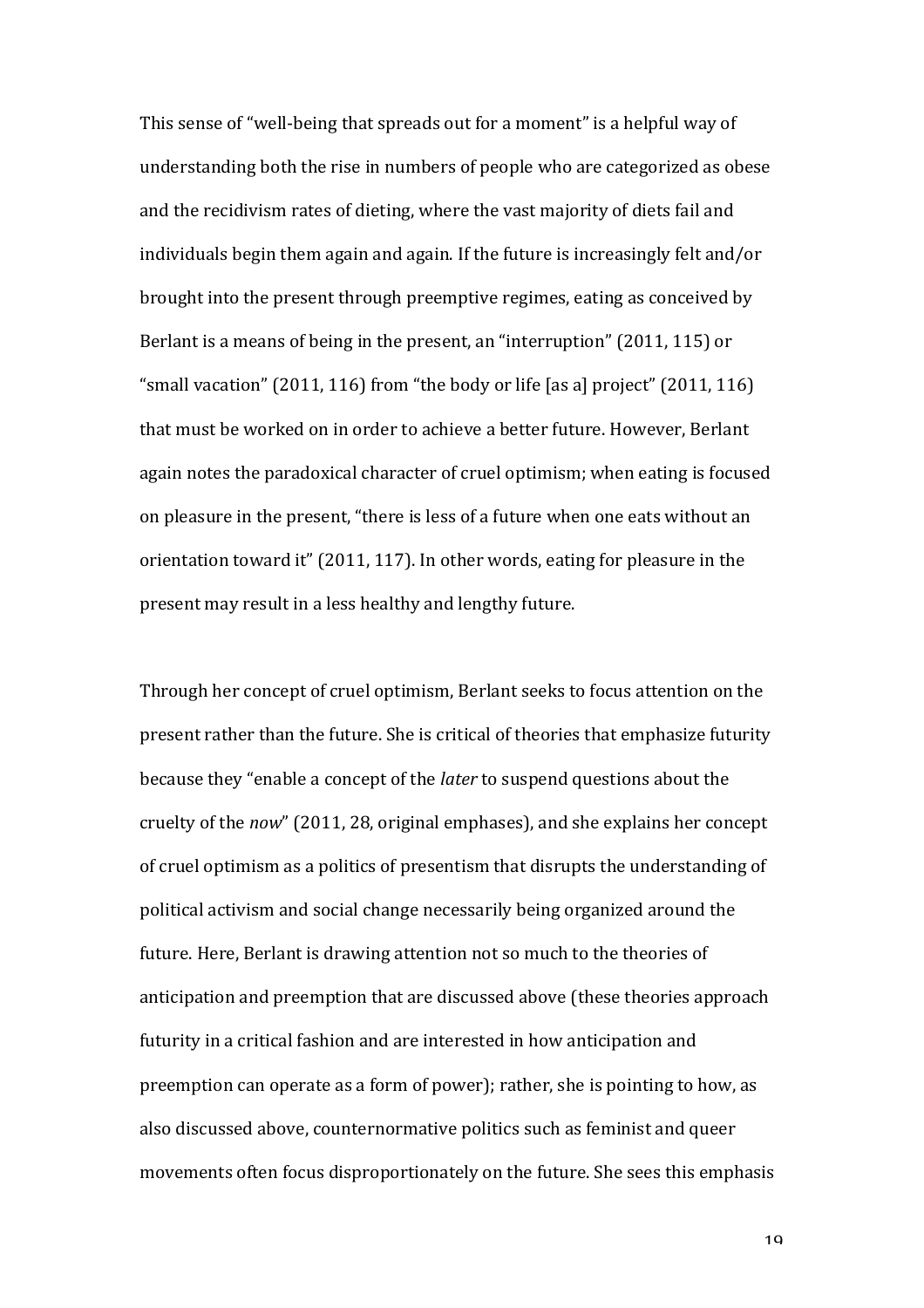This sense of "well-being that spreads out for a moment" is a helpful way of understanding both the rise in numbers of people who are categorized as obese and the recidivism rates of dieting, where the vast majority of diets fail and individuals begin them again and again. If the future is increasingly felt and/or brought into the present through preemptive regimes, eating as conceived by Berlant is a means of being in the present, an "interruption" (2011, 115) or "small vacation" (2011, 116) from "the body or life [as a] project" (2011, 116) that must be worked on in order to achieve a better future. However, Berlant again notes the paradoxical character of cruel optimism; when eating is focused on pleasure in the present, "there is less of a future when one eats without an orientation toward it" (2011, 117). In other words, eating for pleasure in the present may result in a less healthy and lengthy future.

Through her concept of cruel optimism, Berlant seeks to focus attention on the present rather than the future. She is critical of theories that emphasize futurity because they "enable a concept of the *later* to suspend questions about the cruelty of the *now*" (2011, 28, original emphases), and she explains her concept of cruel optimism as a politics of presentism that disrupts the understanding of political activism and social change necessarily being organized around the future. Here, Berlant is drawing attention not so much to the theories of anticipation and preemption that are discussed above (these theories approach futurity in a critical fashion and are interested in how anticipation and preemption can operate as a form of power); rather, she is pointing to how, as also discussed above, counternormative politics such as feminist and queer movements often focus disproportionately on the future. She sees this emphasis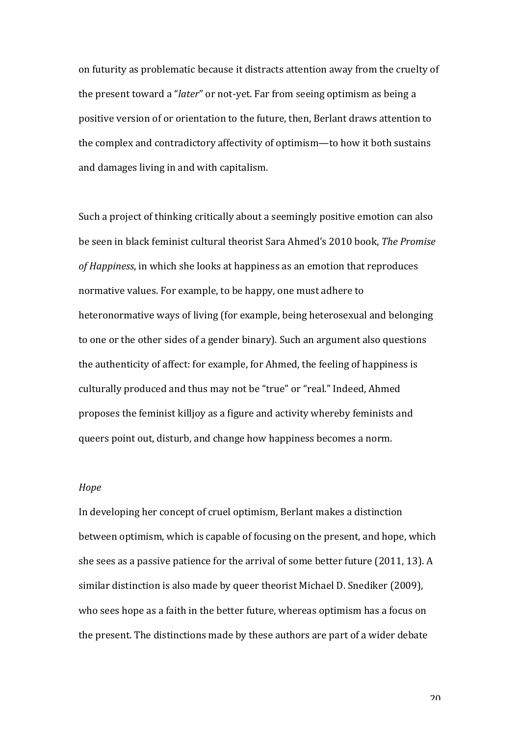on futurity as problematic because it distracts attention away from the cruelty of the present toward a "*later*" or not-yet. Far from seeing optimism as being a positive version of or orientation to the future, then, Berlant draws attention to the complex and contradictory affectivity of optimism—to how it both sustains and damages living in and with capitalism.

Such a project of thinking critically about a seemingly positive emotion can also be seen in black feminist cultural theorist Sara Ahmed's 2010 book, *The Promise of Happiness*, in which she looks at happiness as an emotion that reproduces normative values. For example, to be happy, one must adhere to heteronormative ways of living (for example, being heterosexual and belonging to one or the other sides of a gender binary). Such an argument also questions the authenticity of affect: for example, for Ahmed, the feeling of happiness is culturally produced and thus may not be "true" or "real." Indeed, Ahmed proposes the feminist killjoy as a figure and activity whereby feminists and queers point out, disturb, and change how happiness becomes a norm.

*Hope*

In developing her concept of cruel optimism, Berlant makes a distinction between optimism, which is capable of focusing on the present, and hope, which she sees as a passive patience for the arrival of some better future (2011, 13). A similar distinction is also made by queer theorist Michael D. Snediker (2009), who sees hope as a faith in the better future, whereas optimism has a focus on the present. The distinctions made by these authors are part of a wider debate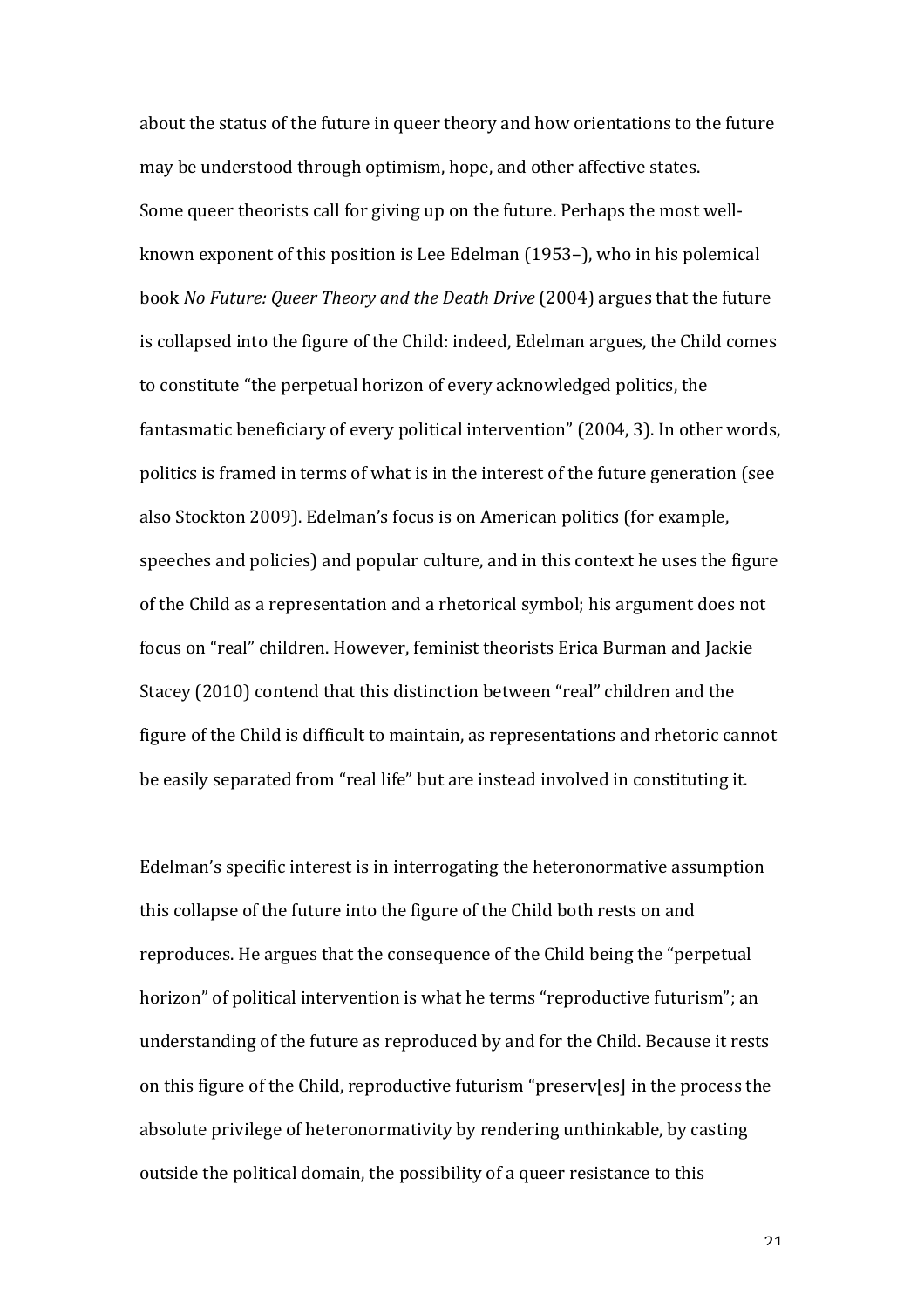about the status of the future in queer theory and how orientations to the future may be understood through optimism, hope, and other affective states.

Some queer theorists call for giving up on the future. Perhaps the most well-known exponent of this position is Lee Edelman (1953–), who in his polemical book *No Future: Queer Theory and the Death Drive* (2004) argues that the future is collapsed into the figure of the Child: indeed, Edelman argues, the Child comes to constitute "the perpetual horizon of every acknowledged politics, the fantasmatic beneficiary of every political intervention" (2004, 3). In other words, politics is framed in terms of what is in the interest of the future generation (see also Stockton 2009). Edelman's focus is on American politics (for example, speeches and policies) and popular culture, and in this context he uses the figure of the Child as a representation and a rhetorical symbol; his argument does not focus on "real" children. However, feminist theorists Erica Burman and Jackie Stacey (2010) contend that this distinction between "real" children and the figure of the Child is difficult to maintain, as representations and rhetoric cannot be easily separated from "real life" but are instead involved in constituting it.

Edelman's specific interest is in interrogating the heteronormative assumption this collapse of the future into the figure of the Child both rests on and reproduces. He argues that the consequence of the Child being the "perpetual horizon" of political intervention is what he terms "reproductive futurism"; an understanding of the future as reproduced by and for the Child. Because it rests on this figure of the Child, reproductive futurism "preserv[es] in the process the absolute privilege of heteronormativity by rendering unthinkable, by casting outside the political domain, the possibility of a queer resistance to this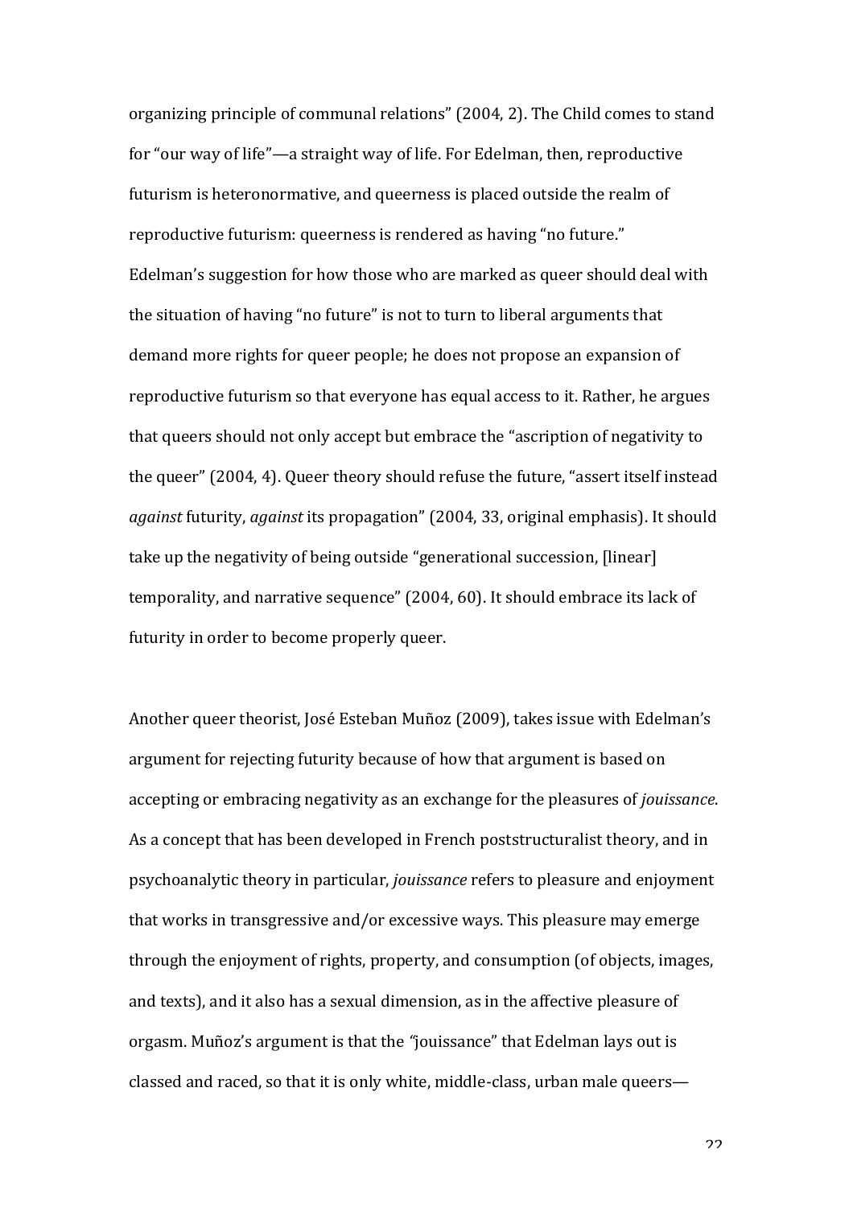organizing principle of communal relations" (2004, 2). The Child comes to stand for "our way of life"—a straight way of life. For Edelman, then, reproductive futurism is heteronormative, and queerness is placed outside the realm of reproductive futurism: queerness is rendered as having "no future."
Edelman's suggestion for how those who are marked as queer should deal with the situation of having "no future" is not to turn to liberal arguments that demand more rights for queer people; he does not propose an expansion of reproductive futurism so that everyone has equal access to it. Rather, he argues that queers should not only accept but embrace the "ascription of negativity to the queer" (2004, 4). Queer theory should refuse the future, "assert itself instead *against* futurity, *against* its propagation" (2004, 33, original emphasis). It should take up the negativity of being outside "generational succession, [linear] temporality, and narrative sequence" (2004, 60). It should embrace its lack of futurity in order to become properly queer.

Another queer theorist, José Esteban Muñoz (2009), takes issue with Edelman's argument for rejecting futurity because of how that argument is based on accepting or embracing negativity as an exchange for the pleasures of *jouissance*. As a concept that has been developed in French poststructuralist theory, and in psychoanalytic theory in particular, *jouissance* refers to pleasure and enjoyment that works in transgressive and/or excessive ways. This pleasure may emerge through the enjoyment of rights, property, and consumption (of objects, images, and texts), and it also has a sexual dimension, as in the affective pleasure of orgasm. Muñoz's argument is that the "jouissance" that Edelman lays out is classed and raced, so that it is only white, middle-class, urban male queers—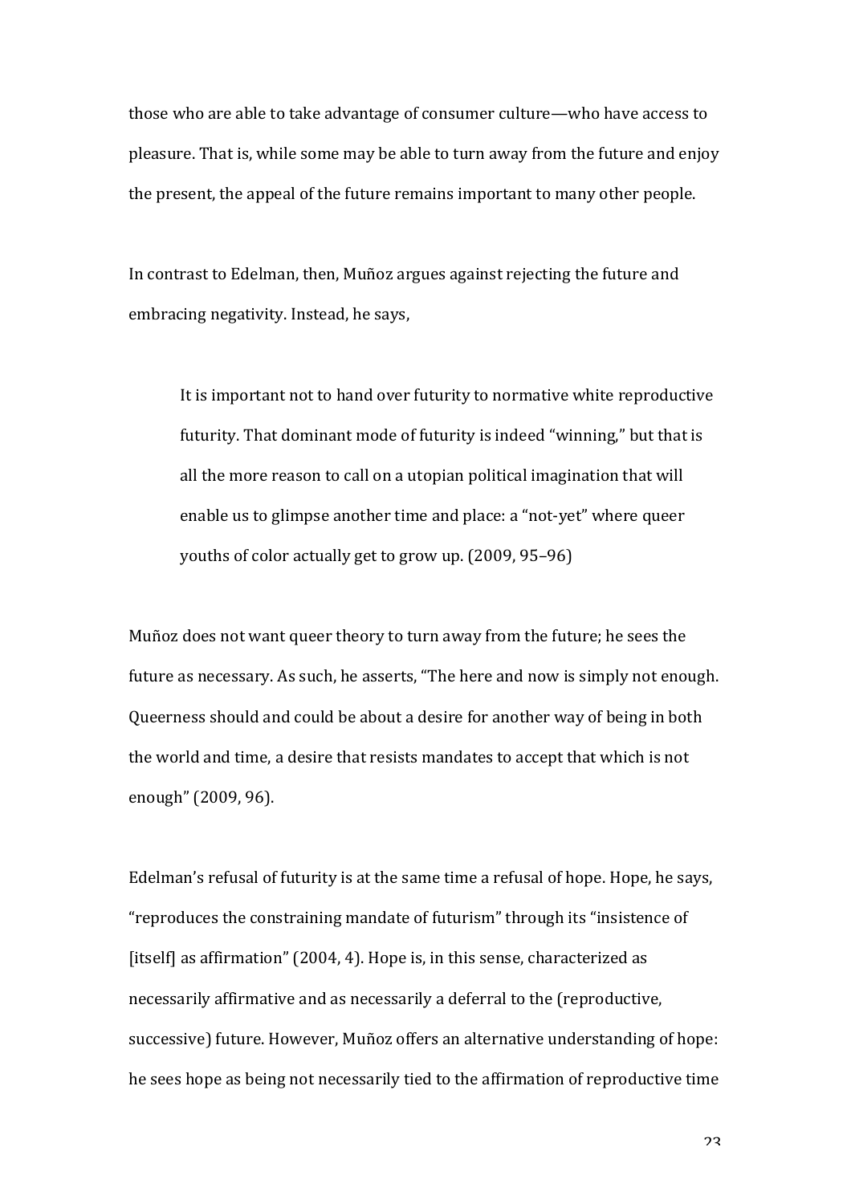those who are able to take advantage of consumer culture—who have access to pleasure. That is, while some may be able to turn away from the future and enjoy the present, the appeal of the future remains important to many other people.

In contrast to Edelman, then, Muñoz argues against rejecting the future and embracing negativity. Instead, he says,

> It is important not to hand over futurity to normative white reproductive futurity. That dominant mode of futurity is indeed "winning," but that is all the more reason to call on a utopian political imagination that will enable us to glimpse another time and place: a "not-yet" where queer youths of color actually get to grow up. (2009, 95–96)

Muñoz does not want queer theory to turn away from the future; he sees the future as necessary. As such, he asserts, "The here and now is simply not enough. Queerness should and could be about a desire for another way of being in both the world and time, a desire that resists mandates to accept that which is not enough" (2009, 96).

Edelman's refusal of futurity is at the same time a refusal of hope. Hope, he says, "reproduces the constraining mandate of futurism" through its "insistence of [itself] as affirmation" (2004, 4). Hope is, in this sense, characterized as necessarily affirmative and as necessarily a deferral to the (reproductive, successive) future. However, Muñoz offers an alternative understanding of hope: he sees hope as being not necessarily tied to the affirmation of reproductive time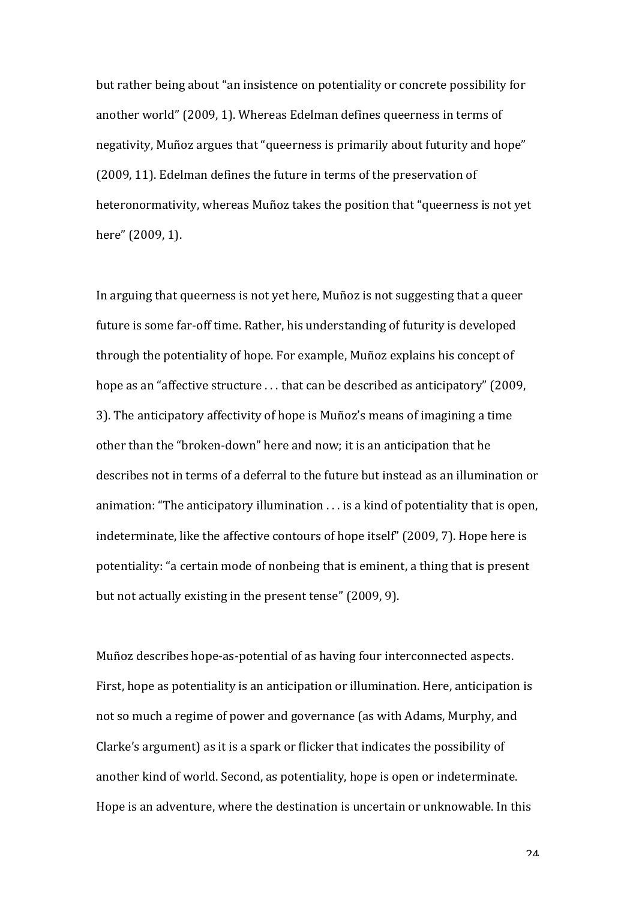but rather being about "an insistence on potentiality or concrete possibility for another world" (2009, 1). Whereas Edelman defines queerness in terms of negativity, Muñoz argues that "queerness is primarily about futurity and hope" (2009, 11). Edelman defines the future in terms of the preservation of heteronormativity, whereas Muñoz takes the position that "queerness is not yet here" (2009, 1).

In arguing that queerness is not yet here, Muñoz is not suggesting that a queer future is some far-off time. Rather, his understanding of futurity is developed through the potentiality of hope. For example, Muñoz explains his concept of hope as an "affective structure . . . that can be described as anticipatory" (2009, 3). The anticipatory affectivity of hope is Muñoz's means of imagining a time other than the "broken-down" here and now; it is an anticipation that he describes not in terms of a deferral to the future but instead as an illumination or animation: "The anticipatory illumination . . . is a kind of potentiality that is open, indeterminate, like the affective contours of hope itself" (2009, 7). Hope here is potentiality: "a certain mode of nonbeing that is eminent, a thing that is present but not actually existing in the present tense" (2009, 9).

Muñoz describes hope-as-potential of as having four interconnected aspects. First, hope as potentiality is an anticipation or illumination. Here, anticipation is not so much a regime of power and governance (as with Adams, Murphy, and Clarke's argument) as it is a spark or flicker that indicates the possibility of another kind of world. Second, as potentiality, hope is open or indeterminate. Hope is an adventure, where the destination is uncertain or unknowable. In this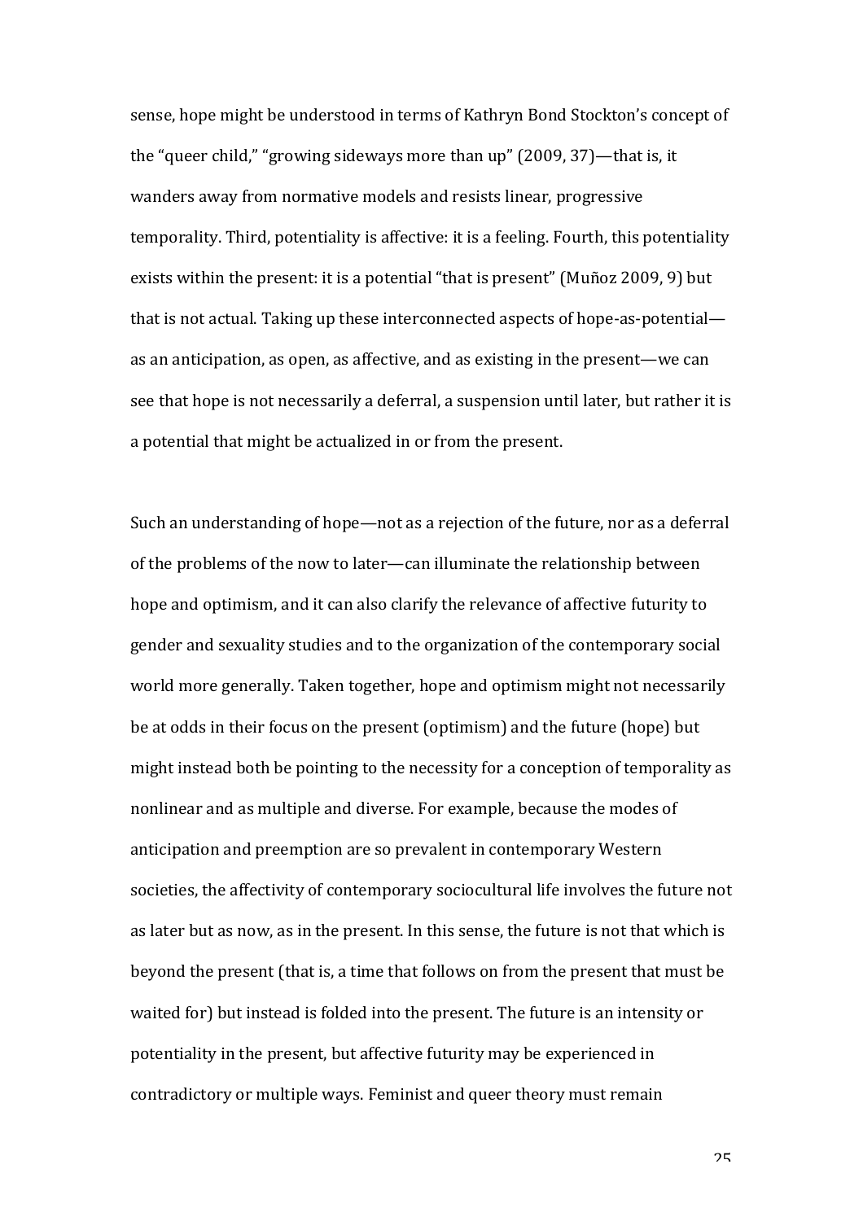sense, hope might be understood in terms of Kathryn Bond Stockton's concept of the "queer child," "growing sideways more than up" (2009, 37)—that is, it wanders away from normative models and resists linear, progressive temporality. Third, potentiality is affective: it is a feeling. Fourth, this potentiality exists within the present: it is a potential "that is present" (Muñoz 2009, 9) but that is not actual. Taking up these interconnected aspects of hope-as-potential—as an anticipation, as open, as affective, and as existing in the present—we can see that hope is not necessarily a deferral, a suspension until later, but rather it is a potential that might be actualized in or from the present.

Such an understanding of hope—not as a rejection of the future, nor as a deferral of the problems of the now to later—can illuminate the relationship between hope and optimism, and it can also clarify the relevance of affective futurity to gender and sexuality studies and to the organization of the contemporary social world more generally. Taken together, hope and optimism might not necessarily be at odds in their focus on the present (optimism) and the future (hope) but might instead both be pointing to the necessity for a conception of temporality as nonlinear and as multiple and diverse. For example, because the modes of anticipation and preemption are so prevalent in contemporary Western societies, the affectivity of contemporary sociocultural life involves the future not as later but as now, as in the present. In this sense, the future is not that which is beyond the present (that is, a time that follows on from the present that must be waited for) but instead is folded into the present. The future is an intensity or potentiality in the present, but affective futurity may be experienced in contradictory or multiple ways. Feminist and queer theory must remain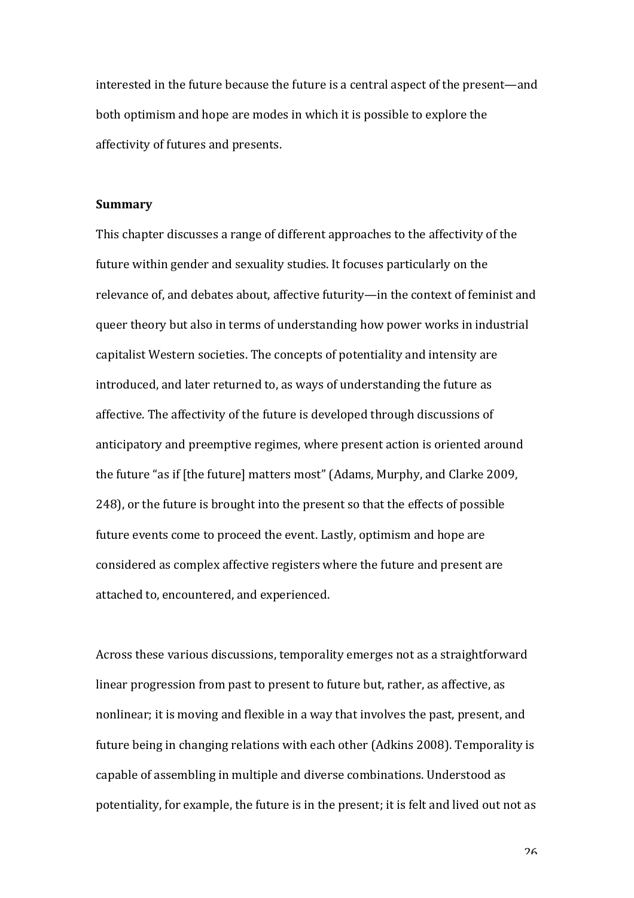interested in the future because the future is a central aspect of the present—and both optimism and hope are modes in which it is possible to explore the affectivity of futures and presents.

**Summary**

This chapter discusses a range of different approaches to the affectivity of the future within gender and sexuality studies. It focuses particularly on the relevance of, and debates about, affective futurity—in the context of feminist and queer theory but also in terms of understanding how power works in industrial capitalist Western societies. The concepts of potentiality and intensity are introduced, and later returned to, as ways of understanding the future as affective. The affectivity of the future is developed through discussions of anticipatory and preemptive regimes, where present action is oriented around the future "as if [the future] matters most" (Adams, Murphy, and Clarke 2009, 248), or the future is brought into the present so that the effects of possible future events come to proceed the event. Lastly, optimism and hope are considered as complex affective registers where the future and present are attached to, encountered, and experienced.

Across these various discussions, temporality emerges not as a straightforward linear progression from past to present to future but, rather, as affective, as nonlinear; it is moving and flexible in a way that involves the past, present, and future being in changing relations with each other (Adkins 2008). Temporality is capable of assembling in multiple and diverse combinations. Understood as potentiality, for example, the future is in the present; it is felt and lived out not as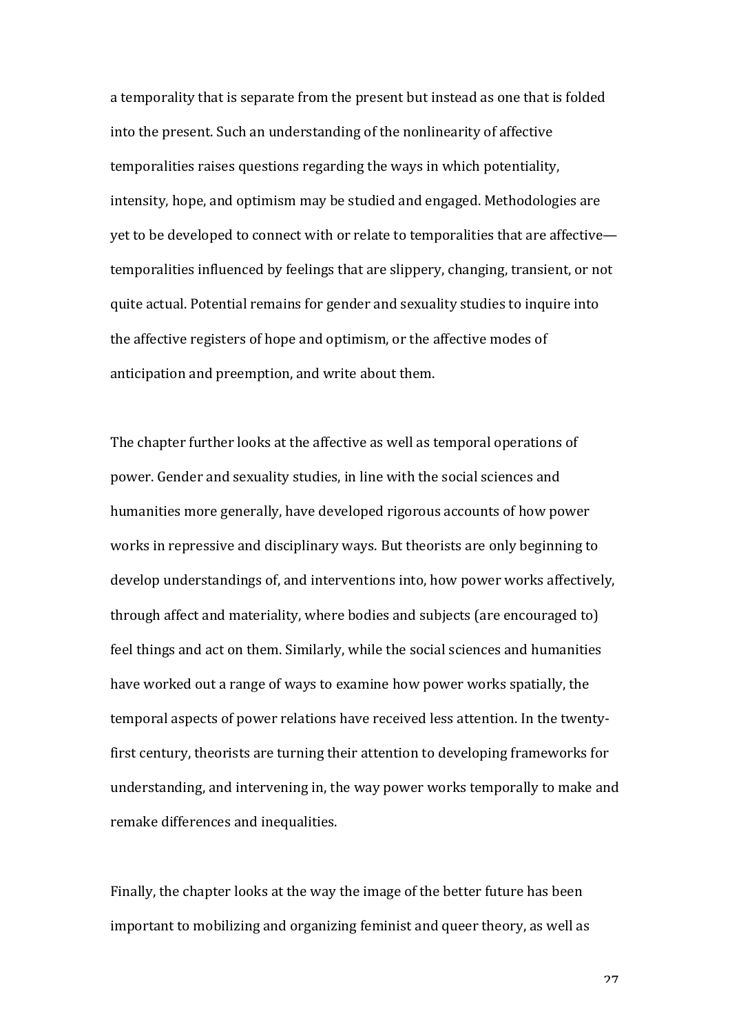a temporality that is separate from the present but instead as one that is folded into the present. Such an understanding of the nonlinearity of affective temporalities raises questions regarding the ways in which potentiality, intensity, hope, and optimism may be studied and engaged. Methodologies are yet to be developed to connect with or relate to temporalities that are affective—temporalities influenced by feelings that are slippery, changing, transient, or not quite actual. Potential remains for gender and sexuality studies to inquire into the affective registers of hope and optimism, or the affective modes of anticipation and preemption, and write about them.

The chapter further looks at the affective as well as temporal operations of power. Gender and sexuality studies, in line with the social sciences and humanities more generally, have developed rigorous accounts of how power works in repressive and disciplinary ways. But theorists are only beginning to develop understandings of, and interventions into, how power works affectively, through affect and materiality, where bodies and subjects (are encouraged to) feel things and act on them. Similarly, while the social sciences and humanities have worked out a range of ways to examine how power works spatially, the temporal aspects of power relations have received less attention. In the twenty-first century, theorists are turning their attention to developing frameworks for understanding, and intervening in, the way power works temporally to make and remake differences and inequalities.

Finally, the chapter looks at the way the image of the better future has been important to mobilizing and organizing feminist and queer theory, as well as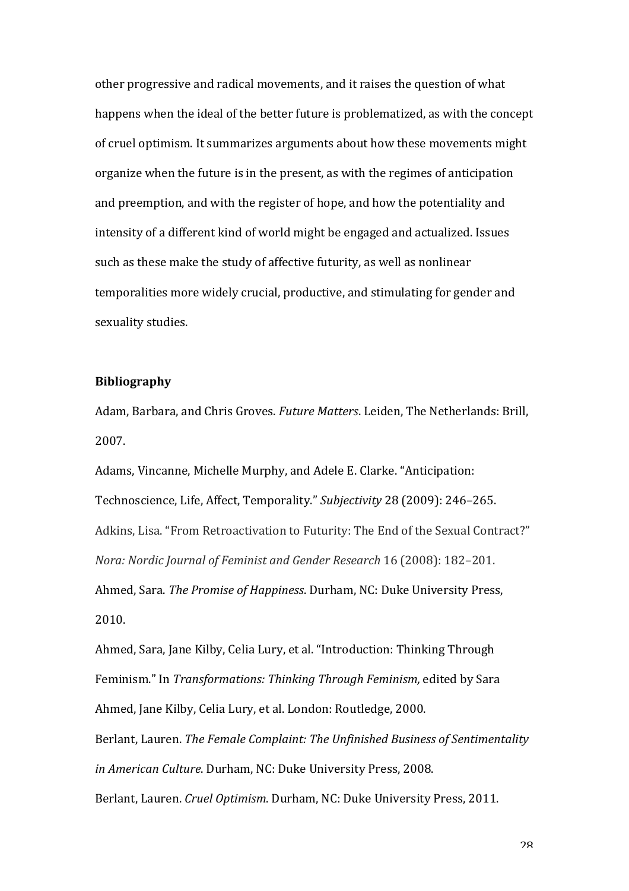other progressive and radical movements, and it raises the question of what happens when the ideal of the better future is problematized, as with the concept of cruel optimism. It summarizes arguments about how these movements might organize when the future is in the present, as with the regimes of anticipation and preemption, and with the register of hope, and how the potentiality and intensity of a different kind of world might be engaged and actualized. Issues such as these make the study of affective futurity, as well as nonlinear temporalities more widely crucial, productive, and stimulating for gender and sexuality studies.

**Bibliography**

Adam, Barbara, and Chris Groves. *Future Matters*. Leiden, The Netherlands: Brill, 2007.

Adams, Vincanne, Michelle Murphy, and Adele E. Clarke. “Anticipation: Technoscience, Life, Affect, Temporality.” *Subjectivity* 28 (2009): 246–265.

Adkins, Lisa. “From Retroactivation to Futurity: The End of the Sexual Contract?” *Nora: Nordic Journal of Feminist and Gender Research* 16 (2008): 182–201.

Ahmed, Sara. *The Promise of Happiness*. Durham, NC: Duke University Press, 2010.

Ahmed, Sara, Jane Kilby, Celia Lury, et al. “Introduction: Thinking Through Feminism.” In *Transformations: Thinking Through Feminism,* edited by Sara Ahmed, Jane Kilby, Celia Lury, et al. London: Routledge, 2000.

Berlant, Lauren. *The Female Complaint: The Unfinished Business of Sentimentality in American Culture*. Durham, NC: Duke University Press, 2008.

Berlant, Lauren. *Cruel Optimism*. Durham, NC: Duke University Press, 2011.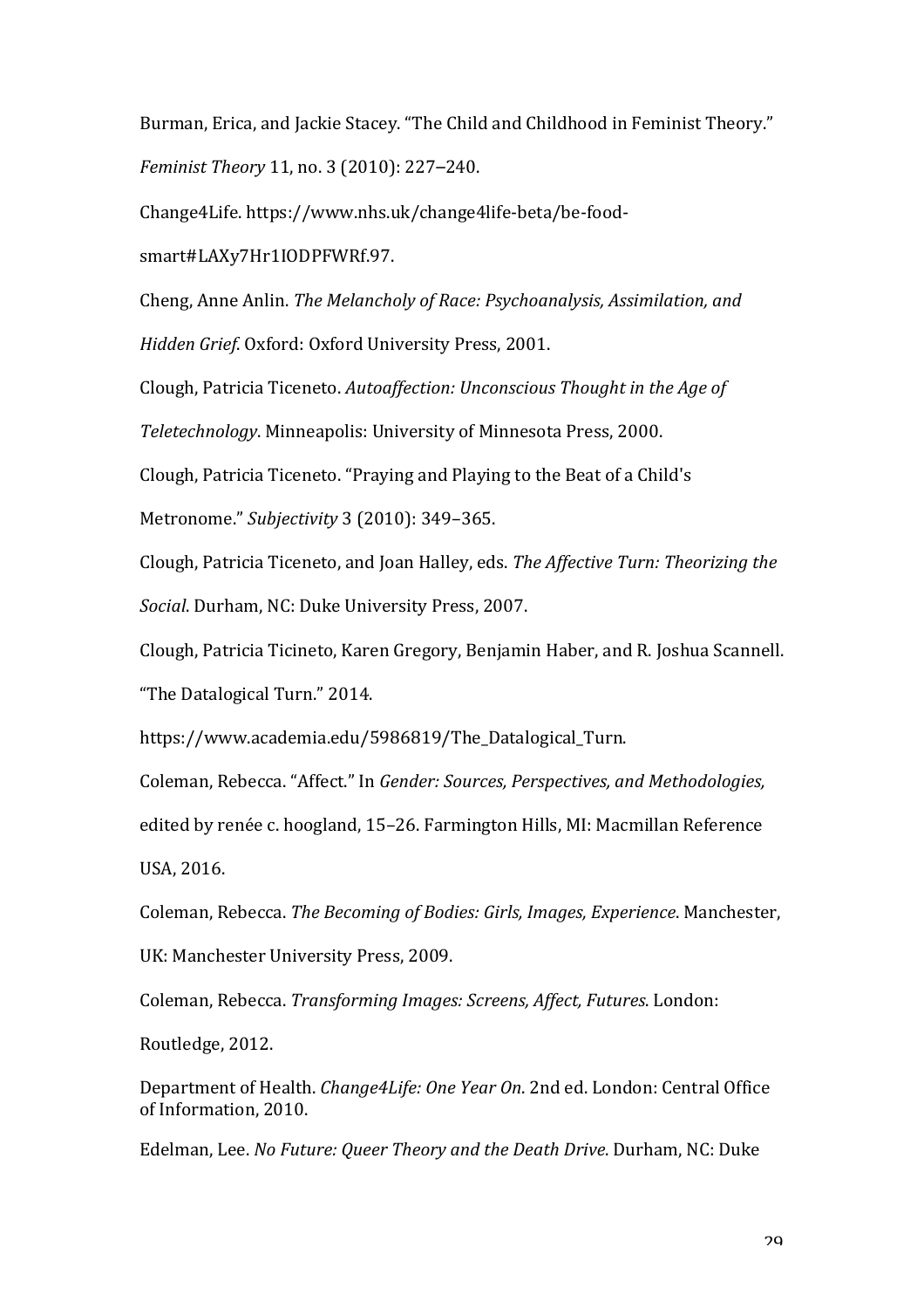Burman, Erica, and Jackie Stacey. "The Child and Childhood in Feminist Theory." *Feminist Theory* 11, no. 3 (2010): 227–240.

Change4Life. https://www.nhs.uk/change4life-beta/be-food-smart#LAXy7Hr1IODPFWRf.97.

Cheng, Anne Anlin. *The Melancholy of Race: Psychoanalysis, Assimilation, and Hidden Grief*. Oxford: Oxford University Press, 2001.

Clough, Patricia Ticeneto. *Autoaffection: Unconscious Thought in the Age of Teletechnology*. Minneapolis: University of Minnesota Press, 2000.

Clough, Patricia Ticeneto. "Praying and Playing to the Beat of a Child's Metronome." *Subjectivity* 3 (2010): 349–365.

Clough, Patricia Ticeneto, and Joan Halley, eds. *The Affective Turn: Theorizing the Social*. Durham, NC: Duke University Press, 2007.

Clough, Patricia Ticineto, Karen Gregory, Benjamin Haber, and R. Joshua Scannell. "The Datalogical Turn." 2014. https://www.academia.edu/5986819/The_Datalogical_Turn.

Coleman, Rebecca. "Affect." In *Gender: Sources, Perspectives, and Methodologies,* edited by renée c. hoogland, 15–26. Farmington Hills, MI: Macmillan Reference USA, 2016.

Coleman, Rebecca. *The Becoming of Bodies: Girls, Images, Experience*. Manchester, UK: Manchester University Press, 2009.

Coleman, Rebecca. *Transforming Images: Screens, Affect, Futures*. London: Routledge, 2012.

Department of Health. *Change4Life: One Year On*. 2nd ed. London: Central Office of Information, 2010.

Edelman, Lee. *No Future: Queer Theory and the Death Drive*. Durham, NC: Duke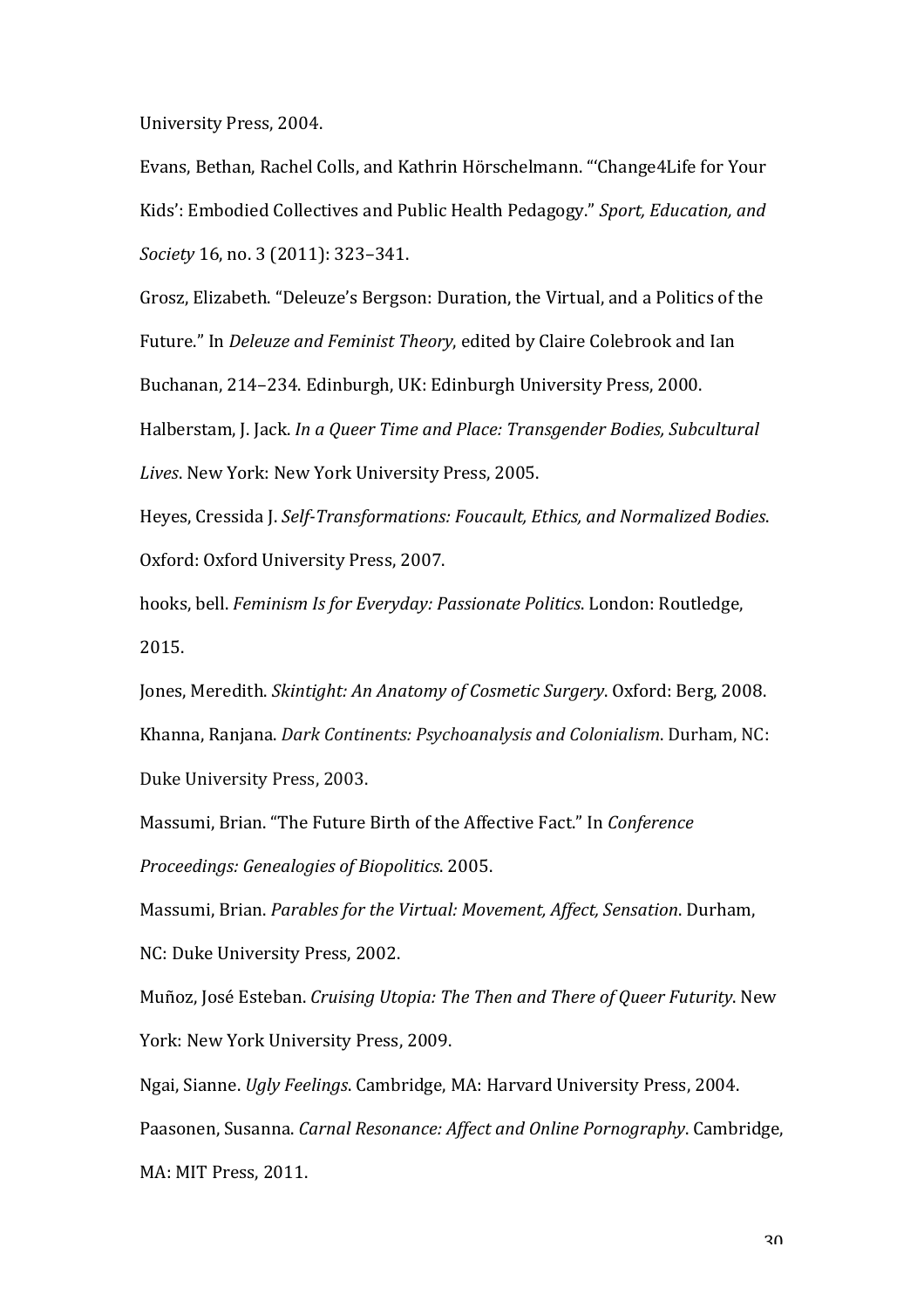University Press, 2004.

Evans, Bethan, Rachel Colls, and Kathrin Hörschelmann. "'Change4Life for Your Kids': Embodied Collectives and Public Health Pedagogy." *Sport, Education, and Society* 16, no. 3 (2011): 323–341.

Grosz, Elizabeth. "Deleuze's Bergson: Duration, the Virtual, and a Politics of the Future." In *Deleuze and Feminist Theory*, edited by Claire Colebrook and Ian Buchanan, 214–234. Edinburgh, UK: Edinburgh University Press, 2000.

Halberstam, J. Jack. *In a Queer Time and Place: Transgender Bodies, Subcultural Lives*. New York: New York University Press, 2005.

Heyes, Cressida J. *Self-Transformations: Foucault, Ethics, and Normalized Bodies*. Oxford: Oxford University Press, 2007.

hooks, bell. *Feminism Is for Everyday: Passionate Politics*. London: Routledge, 2015.

Jones, Meredith. *Skintight: An Anatomy of Cosmetic Surgery*. Oxford: Berg, 2008.

Khanna, Ranjana. *Dark Continents: Psychoanalysis and Colonialism*. Durham, NC: Duke University Press, 2003.

Massumi, Brian. "The Future Birth of the Affective Fact." In *Conference Proceedings: Genealogies of Biopolitics*. 2005.

Massumi, Brian. *Parables for the Virtual: Movement, Affect, Sensation*. Durham, NC: Duke University Press, 2002.

Muñoz, José Esteban. *Cruising Utopia: The Then and There of Queer Futurity*. New York: New York University Press, 2009.

Ngai, Sianne. *Ugly Feelings*. Cambridge, MA: Harvard University Press, 2004.

Paasonen, Susanna. *Carnal Resonance: Affect and Online Pornography*. Cambridge, MA: MIT Press, 2011.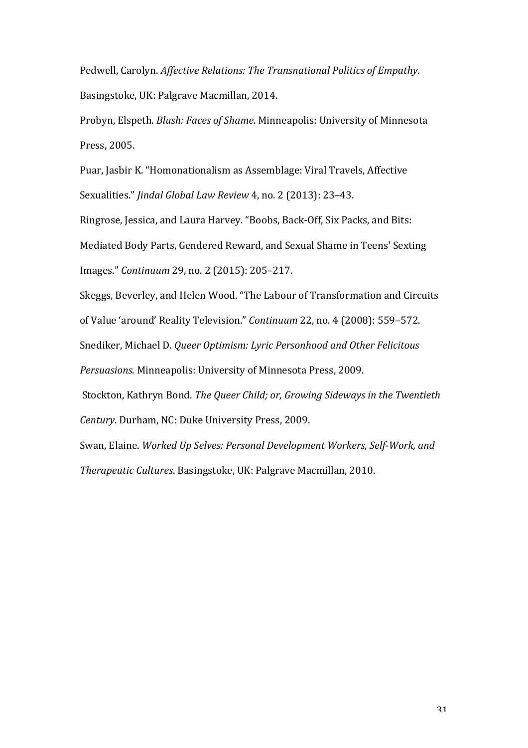Pedwell, Carolyn. *Affective Relations: The Transnational Politics of Empathy*. Basingstoke, UK: Palgrave Macmillan, 2014.

Probyn, Elspeth. *Blush: Faces of Shame*. Minneapolis: University of Minnesota Press, 2005.

Puar, Jasbir K. "Homonationalism as Assemblage: Viral Travels, Affective Sexualities." *Jindal Global Law Review* 4, no. 2 (2013): 23–43.

Ringrose, Jessica, and Laura Harvey. "Boobs, Back-Off, Six Packs, and Bits: Mediated Body Parts, Gendered Reward, and Sexual Shame in Teens' Sexting Images." *Continuum* 29, no. 2 (2015): 205–217.

Skeggs, Beverley, and Helen Wood. "The Labour of Transformation and Circuits of Value 'around' Reality Television." *Continuum* 22, no. 4 (2008): 559–572.

Snediker, Michael D. *Queer Optimism: Lyric Personhood and Other Felicitous Persuasions*. Minneapolis: University of Minnesota Press, 2009.

Stockton, Kathryn Bond. *The Queer Child; or, Growing Sideways in the Twentieth Century*. Durham, NC: Duke University Press, 2009.

Swan, Elaine. *Worked Up Selves: Personal Development Workers, Self-Work, and Therapeutic Cultures*. Basingstoke, UK: Palgrave Macmillan, 2010.